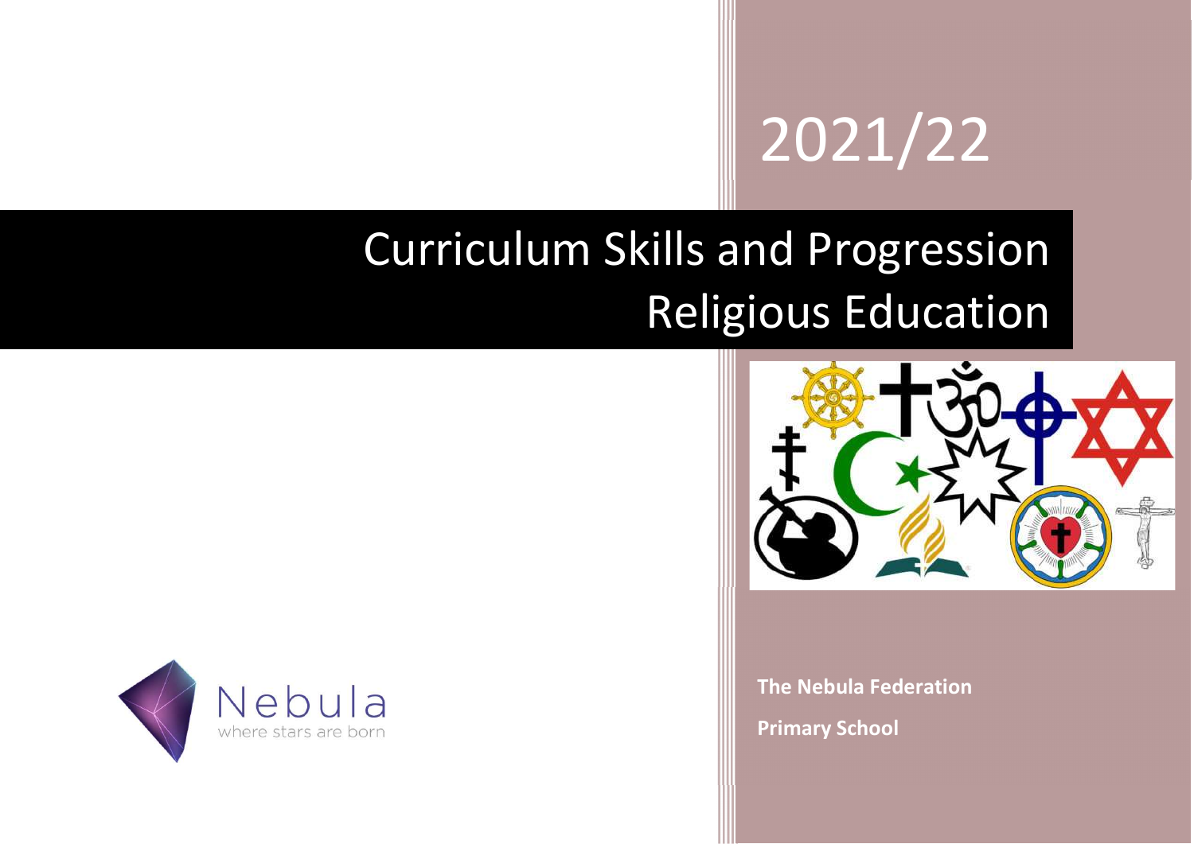# 2021/22

# Curriculum Skills and Progression Religious Education

Nebula
where stars are born

**The Nebula Federation**

**Primary School**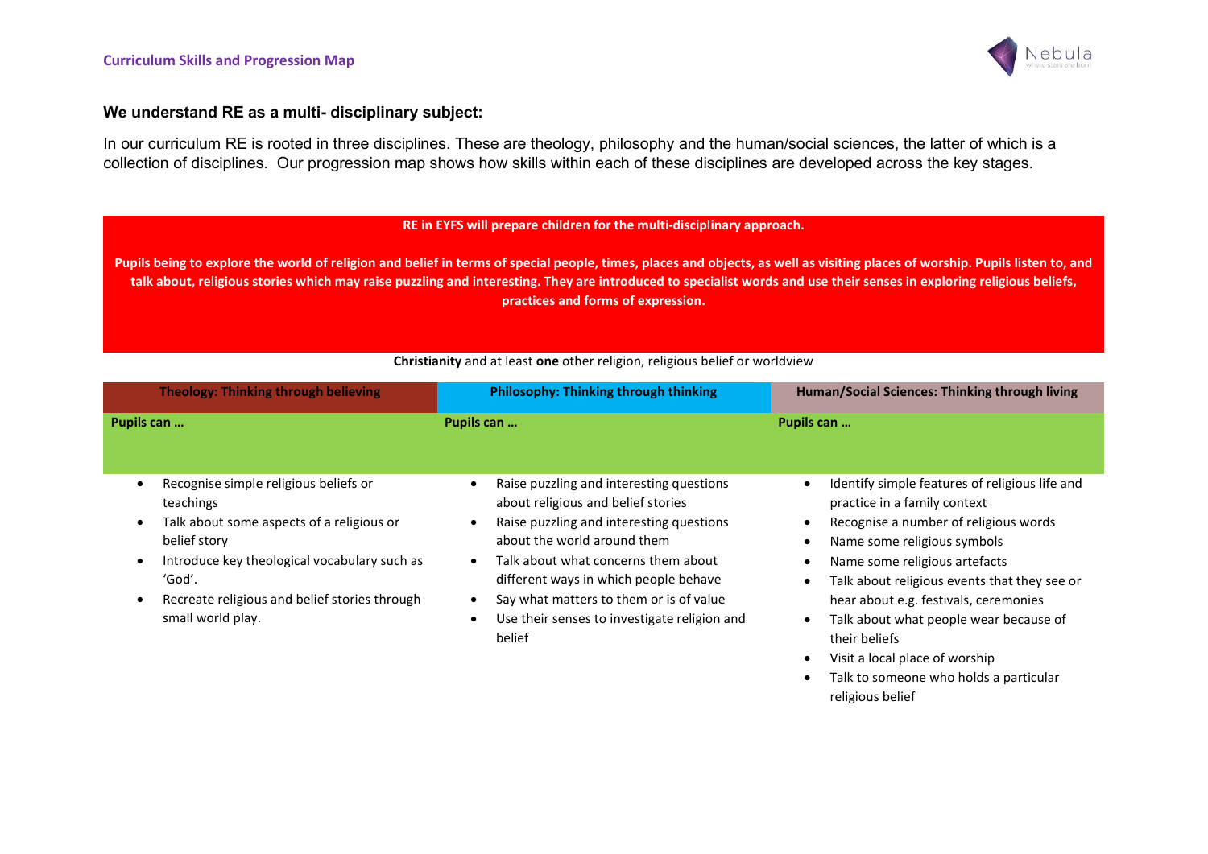**We understand RE as a multi- disciplinary subject:**

In our curriculum RE is rooted in three disciplines. These are theology, philosophy and the human/social sciences, the latter of which is a collection of disciplines. Our progression map shows how skills within each of these disciplines are developed across the key stages.

**RE in EYFS will prepare children for the multi-disciplinary approach.**

**Pupils being to explore the world of religion and belief in terms of special people, times, places and objects, as well as visiting places of worship. Pupils listen to, and talk about, religious stories which may raise puzzling and interesting. They are introduced to specialist words and use their senses in exploring religious beliefs, practices and forms of expression.**

**Christianity** and at least **one** other religion, religious belief or worldview

| Theology: Thinking through believing | Philosophy: Thinking through thinking | Human/Social Sciences: Thinking through living |
|---|---|---|
| **Pupils can …** | **Pupils can …** | **Pupils can …** |
| • Recognise simple religious beliefs or teachings<br>• Talk about some aspects of a religious or belief story<br>• Introduce key theological vocabulary such as 'God'.<br>• Recreate religious and belief stories through small world play. | • Raise puzzling and interesting questions about religious and belief stories<br>• Raise puzzling and interesting questions about the world around them<br>• Talk about what concerns them about different ways in which people behave<br>• Say what matters to them or is of value<br>• Use their senses to investigate religion and belief | • Identify simple features of religious life and practice in a family context<br>• Recognise a number of religious words<br>• Name some religious symbols<br>• Name some religious artefacts<br>• Talk about religious events that they see or hear about e.g. festivals, ceremonies<br>• Talk about what people wear because of their beliefs<br>• Visit a local place of worship<br>• Talk to someone who holds a particular religious belief |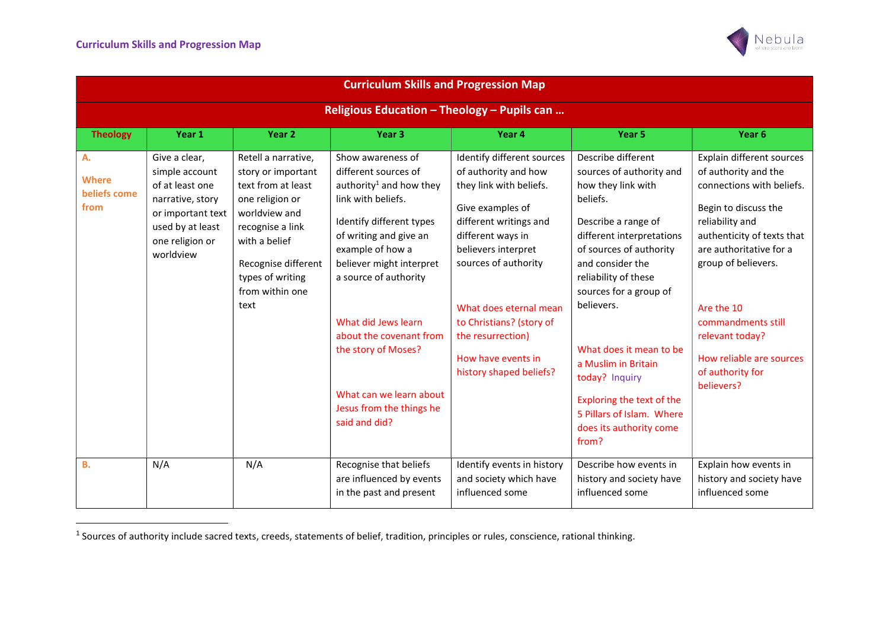## Curriculum Skills and Progression Map

| Curriculum Skills and Progression Map | | | | | | |
|---|---|---|---|---|---|---|
| **Religious Education – Theology – Pupils can …** | | | | | | |
| **Theology** | **Year 1** | **Year 2** | **Year 3** | **Year 4** | **Year 5** | **Year 6** |
| A. Where beliefs come from | Give a clear, simple account of at least one narrative, story or important text used by at least one religion or worldview | Retell a narrative, story or important text from at least one religion or worldview and recognise a link with a belief<br><br>Recognise different types of writing from within one text | Show awareness of different sources of authority[1] and how they link with beliefs.<br><br>Identify different types of writing and give an example of how a believer might interpret a source of authority<br><br>What did Jews learn about the covenant from the story of Moses?<br><br>What can we learn about Jesus from the things he said and did? | Identify different sources of authority and how they link with beliefs.<br><br>Give examples of different writings and different ways in believers interpret sources of authority<br><br>What does eternal mean to Christians? (story of the resurrection)<br><br>How have events in history shaped beliefs? | Describe different sources of authority and how they link with beliefs.<br><br>Describe a range of different interpretations of sources of authority and consider the reliability of these sources for a group of believers.<br><br>What does it mean to be a Muslim in Britain today? Inquiry<br><br>Exploring the text of the 5 Pillars of Islam. Where does its authority come from? | Explain different sources of authority and the connections with beliefs.<br><br>Begin to discuss the reliability and authenticity of texts that are authoritative for a group of believers.<br><br>Are the 10 commandments still relevant today?<br><br>How reliable are sources of authority for believers? |
| B. | N/A | N/A | Recognise that beliefs are influenced by events in the past and present | Identify events in history and society which have influenced some | Describe how events in history and society have influenced some | Explain how events in history and society have influenced some |

[1] Sources of authority include sacred texts, creeds, statements of belief, tradition, principles or rules, conscience, rational thinking.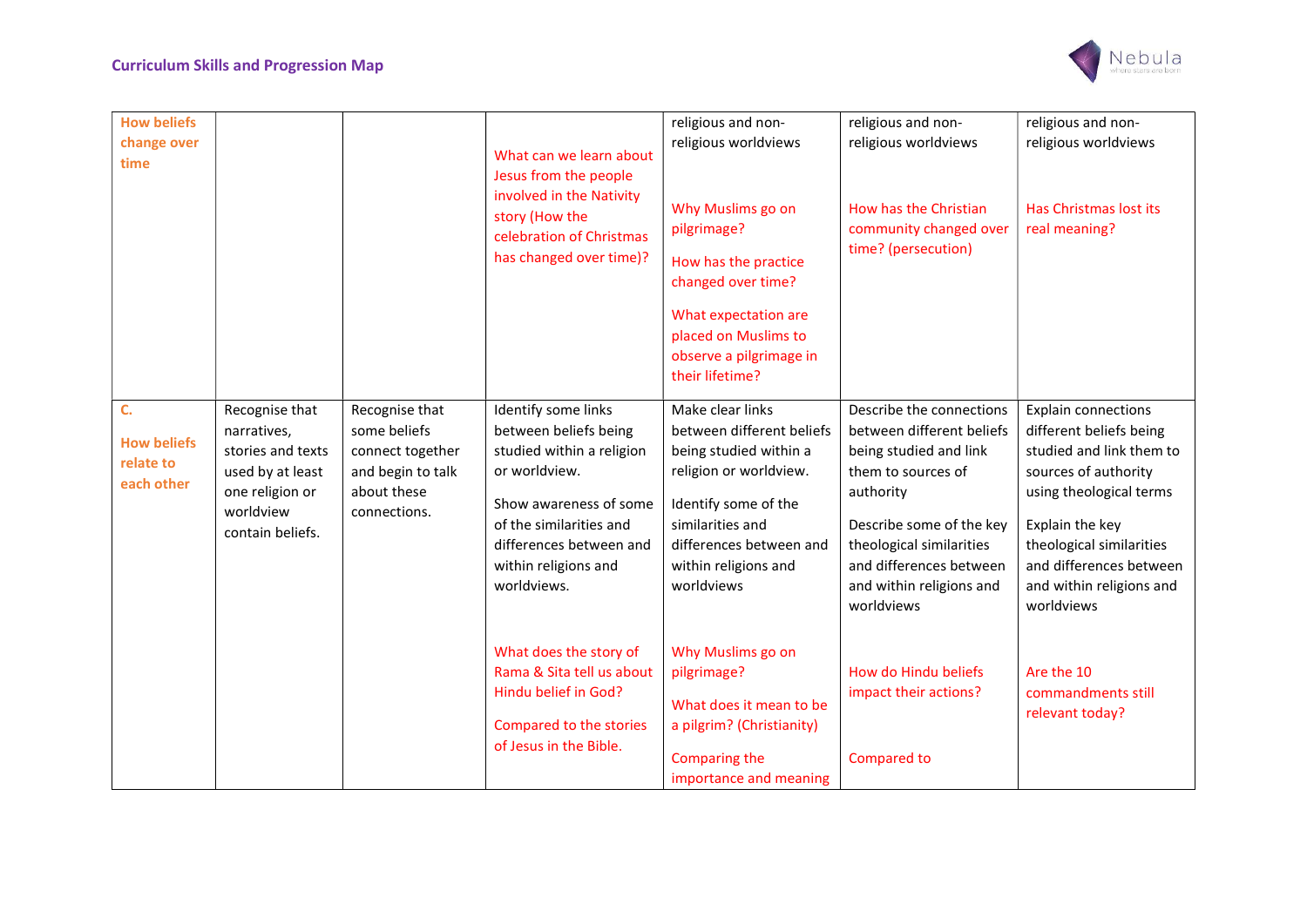## Curriculum Skills and Progression Map

| | | | | | | |
|---|---|---|---|---|---|---|
| **How beliefs change over time** | | | What can we learn about Jesus from the people involved in the Nativity story (How the celebration of Christmas has changed over time)? | religious and non-religious worldviews<br><br>Why Muslims go on pilgrimage?<br><br>How has the practice changed over time?<br><br>What expectation are placed on Muslims to observe a pilgrimage in their lifetime? | religious and non-religious worldviews<br><br>How has the Christian community changed over time? (persecution) | religious and non-religious worldviews<br><br>Has Christmas lost its real meaning? |
| **C.**<br><br>**How beliefs relate to each other** | Recognise that narratives, stories and texts used by at least one religion or worldview contain beliefs. | Recognise that some beliefs connect together and begin to talk about these connections. | Identify some links between beliefs being studied within a religion or worldview.<br><br>Show awareness of some of the similarities and differences between and within religions and worldviews.<br><br>What does the story of Rama & Sita tell us about Hindu belief in God?<br><br>Compared to the stories of Jesus in the Bible. | Make clear links between different beliefs being studied within a religion or worldview.<br><br>Identify some of the similarities and differences between and within religions and worldviews<br><br>Why Muslims go on pilgrimage?<br><br>What does it mean to be a pilgrim? (Christianity)<br><br>Comparing the importance and meaning | Describe the connections between different beliefs being studied and link them to sources of authority<br><br>Describe some of the key theological similarities and differences between and within religions and worldviews<br><br>How do Hindu beliefs impact their actions?<br><br>Compared to | Explain connections different beliefs being studied and link them to sources of authority using theological terms<br><br>Explain the key theological similarities and differences between and within religions and worldviews<br><br>Are the 10 commandments still relevant today? |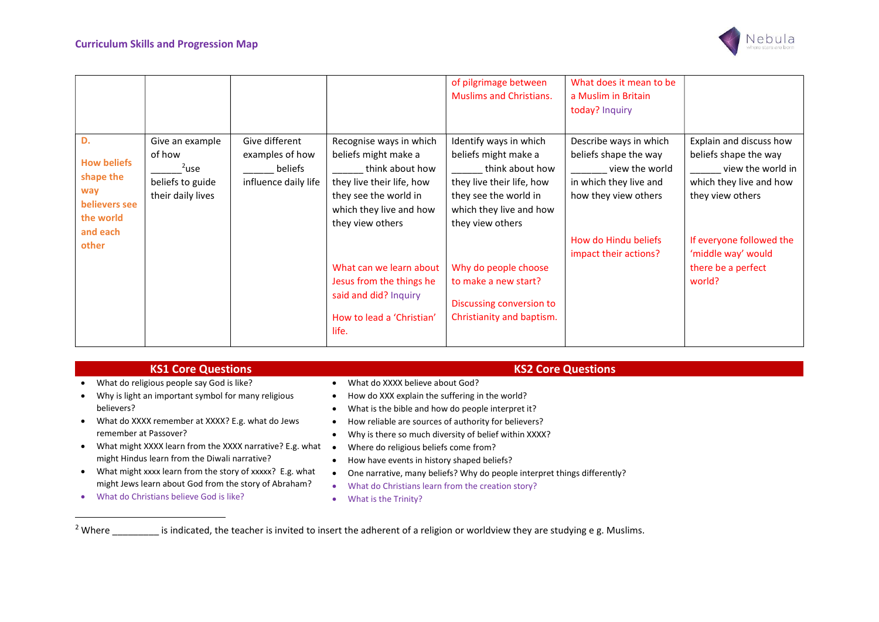| | | | | | | |
|---|---|---|---|---|---|---|
| | | | | of pilgrimage between Muslims and Christians. | What does it mean to be a Muslim in Britain today? Inquiry | |
| **D.**<br><br>**How beliefs shape the way believers see the world and each other** | Give an example of how ______[2]use beliefs to guide their daily lives | Give different examples of how ______ beliefs influence daily life | Recognise ways in which beliefs might make a ______ think about how they live their life, how they see the world in which they live and how they view others<br><br>What can we learn about Jesus from the things he said and did? Inquiry<br><br>How to lead a 'Christian' life. | Identify ways in which beliefs might make a ______ think about how they live their life, how they see the world in which they live and how they view others<br><br>Why do people choose to make a new start?<br><br>Discussing conversion to Christianity and baptism. | Describe ways in which beliefs shape the way _______ view the world in which they live and how they view others<br><br>How do Hindu beliefs impact their actions? | Explain and discuss how beliefs shape the way ______ view the world in which they live and how they view others<br><br>If everyone followed the 'middle way' would there be a perfect world? |

| KS1 Core Questions | KS2 Core Questions |
|---|---|
| | |

**KS1 Core Questions**

- What do religious people say God is like?
- Why is light an important symbol for many religious believers?
- What do XXXX remember at XXXX? E.g. what do Jews remember at Passover?
- What might XXXX learn from the XXXX narrative? E.g. what might Hindus learn from the Diwali narrative?
- What might xxxx learn from the story of xxxxx? E.g. what might Jews learn about God from the story of Abraham?
- What do Christians believe God is like?

**KS2 Core Questions**

- What do XXXX believe about God?
- How do XXX explain the suffering in the world?
- What is the bible and how do people interpret it?
- How reliable are sources of authority for believers?
- Why is there so much diversity of belief within XXXX?
- Where do religious beliefs come from?
- How have events in history shaped beliefs?
- One narrative, many beliefs? Why do people interpret things differently?
- What do Christians learn from the creation story?
- What is the Trinity?

---

[2] Where _________ is indicated, the teacher is invited to insert the adherent of a religion or worldview they are studying e g. Muslims.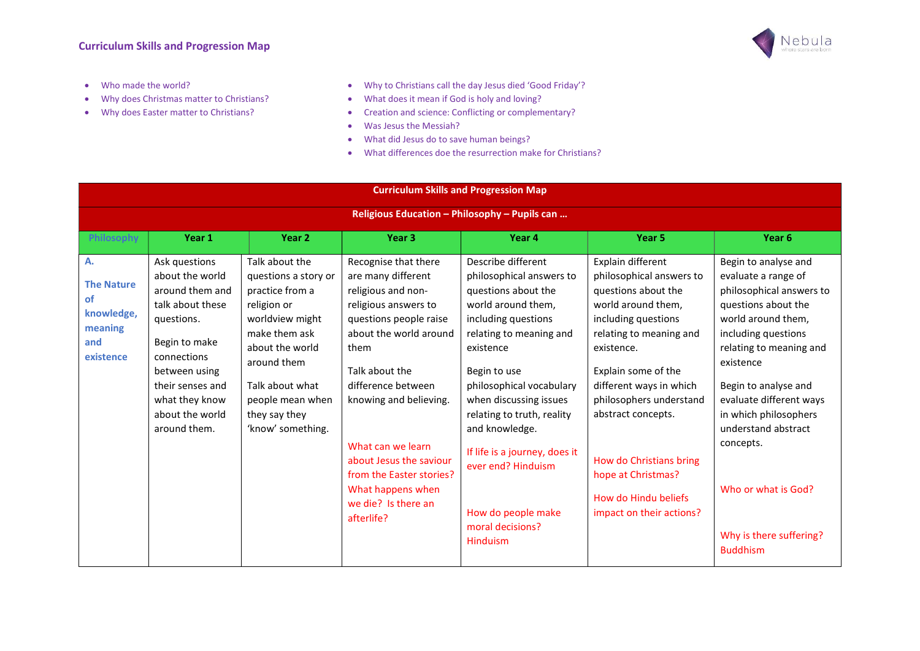- Who made the world?
- Why does Christmas matter to Christians?
- Why does Easter matter to Christians?

- Why to Christians call the day Jesus died 'Good Friday'?
- What does it mean if God is holy and loving?
- Creation and science: Conflicting or complementary?
- Was Jesus the Messiah?
- What did Jesus do to save human beings?
- What differences doe the resurrection make for Christians?

| Curriculum Skills and Progression Map | | | | | | |
|---|---|---|---|---|---|---|
| **Religious Education – Philosophy – Pupils can …** | | | | | | |
| **Philosophy** | **Year 1** | **Year 2** | **Year 3** | **Year 4** | **Year 5** | **Year 6** |
| **A. The Nature of knowledge, meaning and existence** | Ask questions about the world around them and talk about these questions.<br><br>Begin to make connections between using their senses and what they know about the world around them. | Talk about the questions a story or practice from a religion or worldview might make them ask about the world around them<br><br>Talk about what people mean when they say they 'know' something. | Recognise that there are many different religious and non-religious answers to questions people raise about the world around them<br><br>Talk about the difference between knowing and believing.<br><br>What can we learn about Jesus the saviour from the Easter stories?<br>What happens when we die? Is there an afterlife? | Describe different philosophical answers to questions about the world around them, including questions relating to meaning and existence<br><br>Begin to use philosophical vocabulary when discussing issues relating to truth, reality and knowledge.<br><br>If life is a journey, does it ever end? Hinduism<br><br>How do people make moral decisions? Hinduism | Explain different philosophical answers to questions about the world around them, including questions relating to meaning and existence.<br><br>Explain some of the different ways in which philosophers understand abstract concepts.<br><br>How do Christians bring hope at Christmas?<br><br>How do Hindu beliefs impact on their actions? | Begin to analyse and evaluate a range of philosophical answers to questions about the world around them, including questions relating to meaning and existence<br><br>Begin to analyse and evaluate different ways in which philosophers understand abstract concepts.<br><br>Who or what is God?<br><br>Why is there suffering? Buddhism |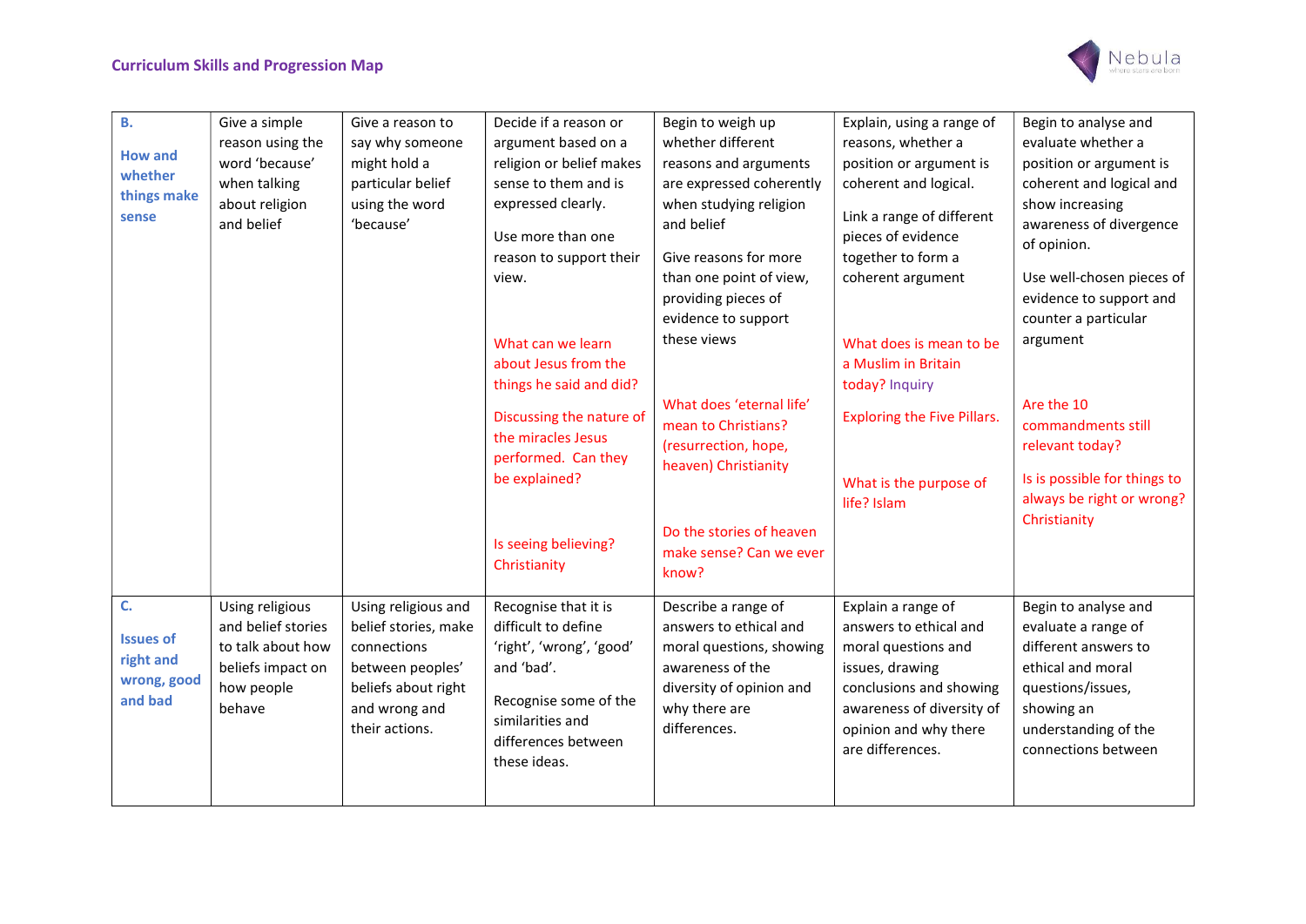| B. How and whether things make sense | Give a simple reason using the word 'because' when talking about religion and belief | Give a reason to say why someone might hold a particular belief using the word 'because' | Decide if a reason or argument based on a religion or belief makes sense to them and is expressed clearly.<br><br>Use more than one reason to support their view.<br><br>What can we learn about Jesus from the things he said and did?<br><br>Discussing the nature of the miracles Jesus performed. Can they be explained?<br><br>Is seeing believing? Christianity | Begin to weigh up whether different reasons and arguments are expressed coherently when studying religion and belief<br><br>Give reasons for more than one point of view, providing pieces of evidence to support these views<br><br>What does 'eternal life' mean to Christians? (resurrection, hope, heaven) Christianity<br><br>Do the stories of heaven make sense? Can we ever know? | Explain, using a range of reasons, whether a position or argument is coherent and logical.<br><br>Link a range of different pieces of evidence together to form a coherent argument<br><br>What does is mean to be a Muslim in Britain today? Inquiry<br><br>Exploring the Five Pillars.<br><br>What is the purpose of life? Islam | Begin to analyse and evaluate whether a position or argument is coherent and logical and show increasing awareness of divergence of opinion.<br><br>Use well-chosen pieces of evidence to support and counter a particular argument<br><br>Are the 10 commandments still relevant today?<br><br>Is is possible for things to always be right or wrong? Christianity |
|---|---|---|---|---|---|---|
| C. Issues of right and wrong, good and bad | Using religious and belief stories to talk about how beliefs impact on how people behave | Using religious and belief stories, make connections between peoples' beliefs about right and wrong and their actions. | Recognise that it is difficult to define 'right', 'wrong', 'good' and 'bad'.<br><br>Recognise some of the similarities and differences between these ideas. | Describe a range of answers to ethical and moral questions, showing awareness of the diversity of opinion and why there are differences. | Explain a range of answers to ethical and moral questions and issues, drawing conclusions and showing awareness of diversity of opinion and why there are differences. | Begin to analyse and evaluate a range of different answers to ethical and moral questions/issues, showing an understanding of the connections between |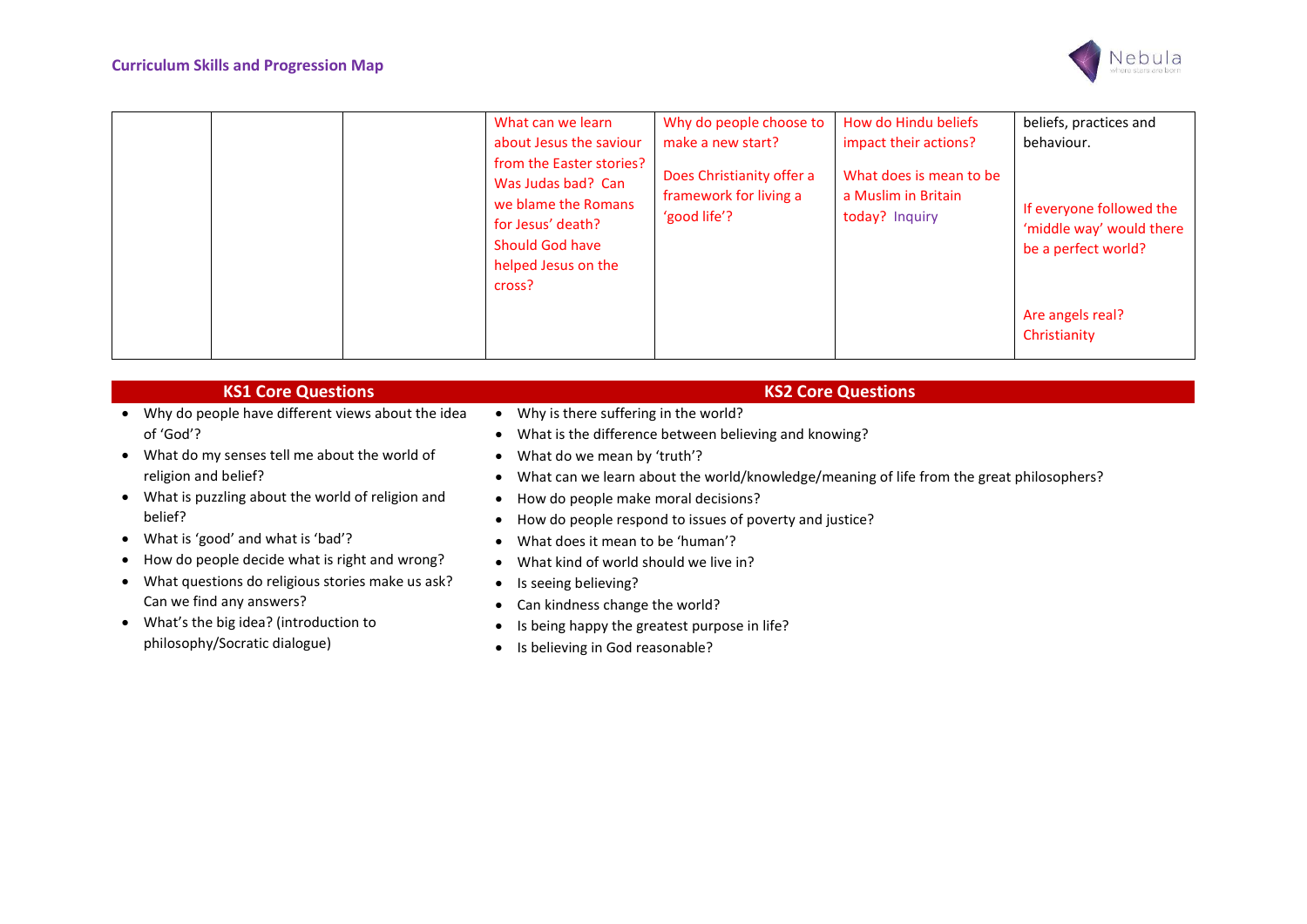| | | | | | | |
|---|---|---|---|---|---|---|
| | | | What can we learn about Jesus the saviour from the Easter stories? Was Judas bad? Can we blame the Romans for Jesus' death? Should God have helped Jesus on the cross? | Why do people choose to make a new start?<br><br>Does Christianity offer a framework for living a 'good life'? | How do Hindu beliefs impact their actions?<br><br>What does is mean to be a Muslim in Britain today? Inquiry | beliefs, practices and behaviour.<br><br>If everyone followed the 'middle way' would there be a perfect world?<br><br>Are angels real? Christianity |

| KS1 Core Questions | KS2 Core Questions |
|---|---|

**KS1 Core Questions**

- Why do people have different views about the idea of 'God'?
- What do my senses tell me about the world of religion and belief?
- What is puzzling about the world of religion and belief?
- What is 'good' and what is 'bad'?
- How do people decide what is right and wrong?
- What questions do religious stories make us ask? Can we find any answers?
- What's the big idea? (introduction to philosophy/Socratic dialogue)

**KS2 Core Questions**

- Why is there suffering in the world?
- What is the difference between believing and knowing?
- What do we mean by 'truth'?
- What can we learn about the world/knowledge/meaning of life from the great philosophers?
- How do people make moral decisions?
- How do people respond to issues of poverty and justice?
- What does it mean to be 'human'?
- What kind of world should we live in?
- Is seeing believing?
- Can kindness change the world?
- Is being happy the greatest purpose in life?
- Is believing in God reasonable?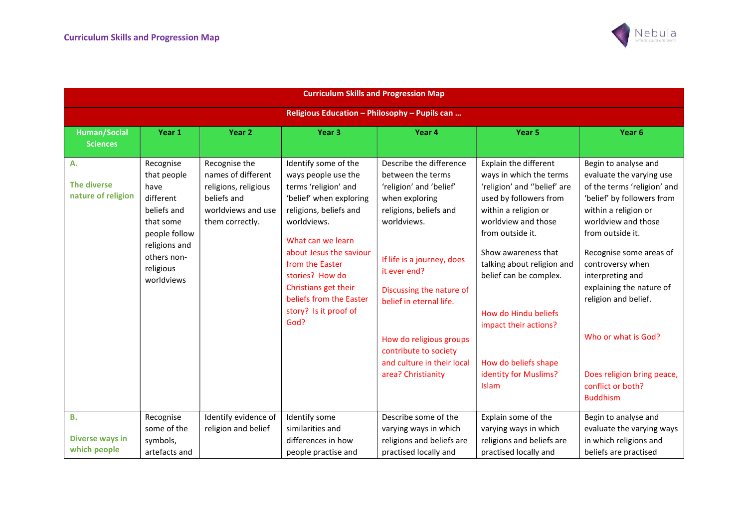| Curriculum Skills and Progression Map | | | | | | |
|---|---|---|---|---|---|---|
| **Religious Education – Philosophy – Pupils can …** | | | | | | |
| **Human/Social Sciences** | **Year 1** | **Year 2** | **Year 3** | **Year 4** | **Year 5** | **Year 6** |
| **A.** **The diverse nature of religion** | Recognise that people have different beliefs and that some people follow religions and others non-religious worldviews | Recognise the names of different religions, religious beliefs and worldviews and use them correctly. | Identify some of the ways people use the terms 'religion' and 'belief' when exploring religions, beliefs and worldviews. What can we learn about Jesus the saviour from the Easter stories? How do Christians get their beliefs from the Easter story? Is it proof of God? | Describe the difference between the terms 'religion' and 'belief' when exploring religions, beliefs and worldviews. If life is a journey, does it ever end? Discussing the nature of belief in eternal life. How do religious groups contribute to society and culture in their local area? Christianity | Explain the different ways in which the terms 'religion' and ''belief' are used by followers from within a religion or worldview and those from outside it. Show awareness that talking about religion and belief can be complex. How do Hindu beliefs impact their actions? How do beliefs shape identity for Muslims? Islam | Begin to analyse and evaluate the varying use of the terms 'religion' and 'belief' by followers from within a religion or worldview and those from outside it. Recognise some areas of controversy when interpreting and explaining the nature of religion and belief. Who or what is God? Does religion bring peace, conflict or both? Buddhism |
| **B.** **Diverse ways in which people** | Recognise some of the symbols, artefacts and | Identify evidence of religion and belief | Identify some similarities and differences in how people practise and | Describe some of the varying ways in which religions and beliefs are practised locally and | Explain some of the varying ways in which religions and beliefs are practised locally and | Begin to analyse and evaluate the varying ways in which religions and beliefs are practised |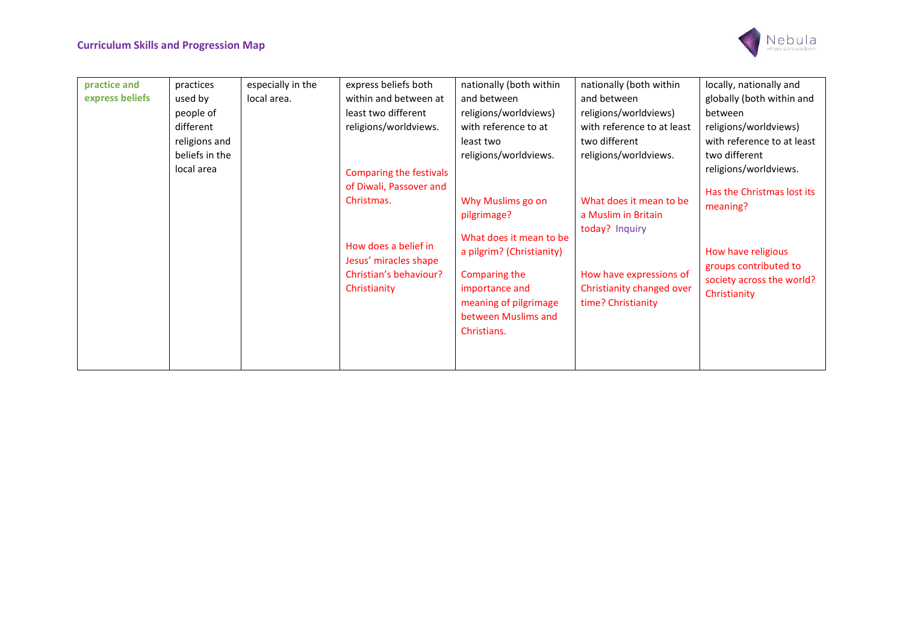| | | | | | | |
|---|---|---|---|---|---|---|
| **practice and express beliefs** | practices used by people of different religions and beliefs in the local area | especially in the local area. | express beliefs both within and between at least two different religions/worldviews.<br><br>Comparing the festivals of Diwali, Passover and Christmas.<br><br>How does a belief in Jesus' miracles shape Christian's behaviour? Christianity | nationally (both within and between religions/worldviews) with reference to at least two religions/worldviews.<br><br>Why Muslims go on pilgrimage?<br><br>What does it mean to be a pilgrim? (Christianity)<br><br>Comparing the importance and meaning of pilgrimage between Muslims and Christians. | nationally (both within and between religions/worldviews) with reference to at least two different religions/worldviews.<br><br>What does it mean to be a Muslim in Britain today? Inquiry<br><br>How have expressions of Christianity changed over time? Christianity | locally, nationally and globally (both within and between religions/worldviews) with reference to at least two different religions/worldviews.<br><br>Has the Christmas lost its meaning?<br><br>How have religious groups contributed to society across the world? Christianity |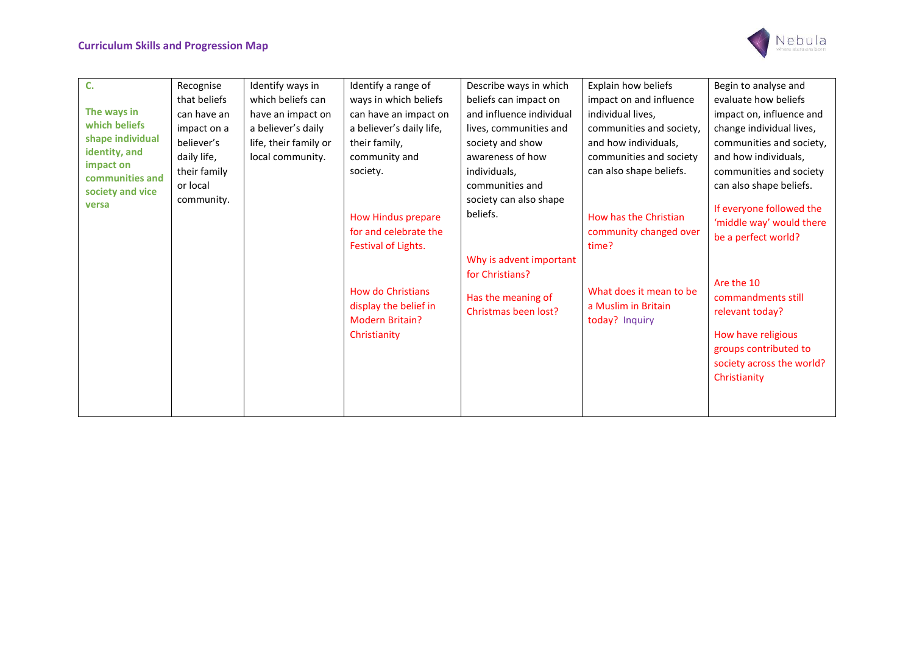| C. The ways in which beliefs shape individual identity, and impact on communities and society and vice versa | Recognise that beliefs can have an impact on a believer's daily life, their family or local community. | Identify ways in which beliefs can have an impact on a believer's daily life, their family or local community. | Identify a range of ways in which beliefs can have an impact on a believer's daily life, their family, community and society.<br><br>How Hindus prepare for and celebrate the Festival of Lights.<br><br>How do Christians display the belief in Modern Britain? Christianity | Describe ways in which beliefs can impact on and influence individual lives, communities and society and show awareness of how individuals, communities and society can also shape beliefs.<br><br>Why is advent important for Christians?<br><br>Has the meaning of Christmas been lost? | Explain how beliefs impact on and influence individual lives, communities and society, and how individuals, communities and society can also shape beliefs.<br><br>How has the Christian community changed over time?<br><br>What does it mean to be a Muslim in Britain today? Inquiry | Begin to analyse and evaluate how beliefs impact on, influence and change individual lives, communities and society, and how individuals, communities and society can also shape beliefs.<br><br>If everyone followed the 'middle way' would there be a perfect world?<br><br>Are the 10 commandments still relevant today?<br><br>How have religious groups contributed to society across the world? Christianity |
|---|---|---|---|---|---|---|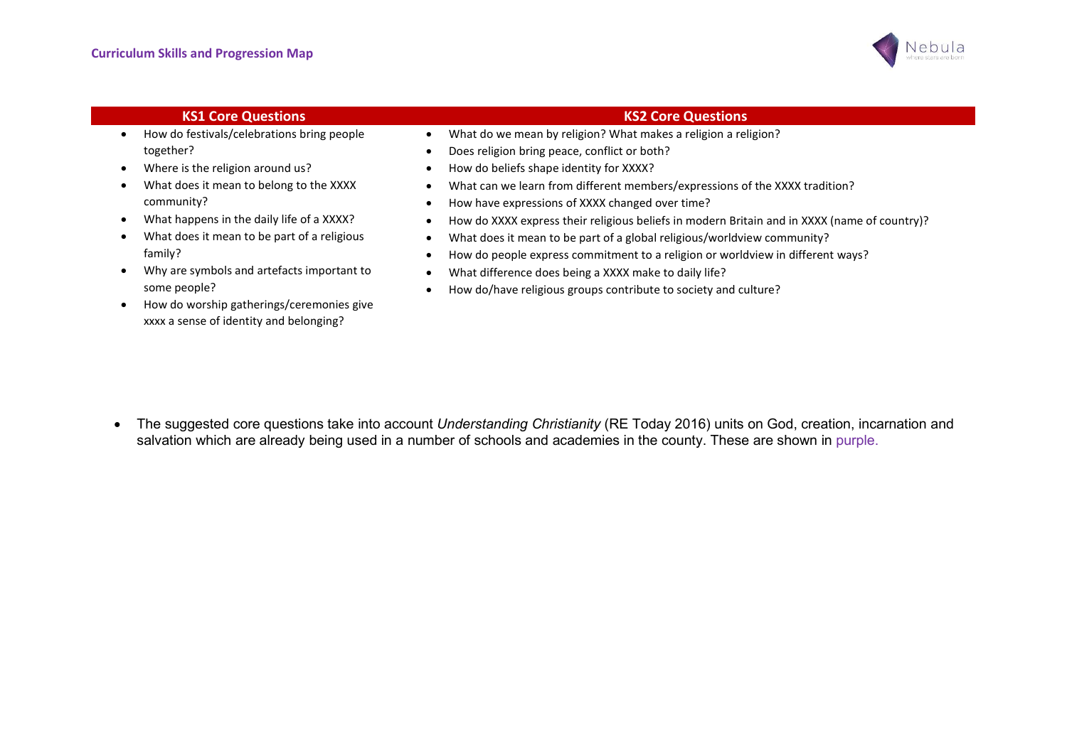| KS1 Core Questions | KS2 Core Questions |
|---|---|
| • How do festivals/celebrations bring people together?<br>• Where is the religion around us?<br>• What does it mean to belong to the XXXX community?<br>• What happens in the daily life of a XXXX?<br>• What does it mean to be part of a religious family?<br>• Why are symbols and artefacts important to some people?<br>• How do worship gatherings/ceremonies give xxxx a sense of identity and belonging? | • What do we mean by religion? What makes a religion a religion?<br>• Does religion bring peace, conflict or both?<br>• How do beliefs shape identity for XXXX?<br>• What can we learn from different members/expressions of the XXXX tradition?<br>• How have expressions of XXXX changed over time?<br>• How do XXXX express their religious beliefs in modern Britain and in XXXX (name of country)?<br>• What does it mean to be part of a global religious/worldview community?<br>• How do people express commitment to a religion or worldview in different ways?<br>• What difference does being a XXXX make to daily life?<br>• How do/have religious groups contribute to society and culture? |

- The suggested core questions take into account *Understanding Christianity* (RE Today 2016) units on God, creation, incarnation and salvation which are already being used in a number of schools and academies in the county. These are shown in purple.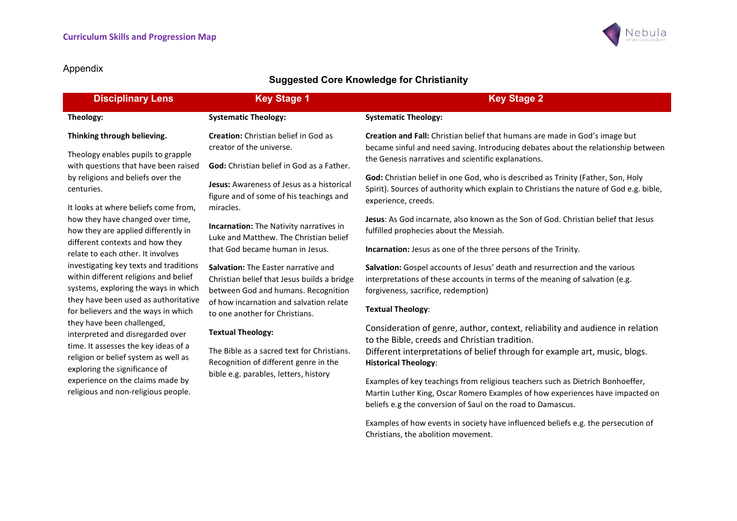Appendix

## Suggested Core Knowledge for Christianity

| Disciplinary Lens | Key Stage 1 | Key Stage 2 |
|---|---|---|
| **Theology:**<br><br>**Thinking through believing.**<br><br>Theology enables pupils to grapple with questions that have been raised by religions and beliefs over the centuries.<br><br>It looks at where beliefs come from, how they have changed over time, how they are applied differently in different contexts and how they relate to each other. It involves investigating key texts and traditions within different religions and belief systems, exploring the ways in which they have been used as authoritative for believers and the ways in which they have been challenged, interpreted and disregarded over time. It assesses the key ideas of a religion or belief system as well as exploring the significance of experience on the claims made by religious and non-religious people. | **Systematic Theology:**<br><br>**Creation:** Christian belief in God as creator of the universe.<br><br>**God:** Christian belief in God as a Father.<br><br>**Jesus:** Awareness of Jesus as a historical figure and of some of his teachings and miracles.<br><br>**Incarnation:** The Nativity narratives in Luke and Matthew. The Christian belief that God became human in Jesus.<br><br>**Salvation:** The Easter narrative and Christian belief that Jesus builds a bridge between God and humans. Recognition of how incarnation and salvation relate to one another for Christians.<br><br>**Textual Theology:**<br><br>The Bible as a sacred text for Christians. Recognition of different genre in the bible e.g. parables, letters, history | **Systematic Theology:**<br><br>**Creation and Fall:** Christian belief that humans are made in God's image but became sinful and need saving. Introducing debates about the relationship between the Genesis narratives and scientific explanations.<br><br>**God:** Christian belief in one God, who is described as Trinity (Father, Son, Holy Spirit). Sources of authority which explain to Christians the nature of God e.g. bible, experience, creeds.<br><br>**Jesus**: As God incarnate, also known as the Son of God. Christian belief that Jesus fulfilled prophecies about the Messiah.<br><br>**Incarnation:** Jesus as one of the three persons of the Trinity.<br><br>**Salvation:** Gospel accounts of Jesus' death and resurrection and the various interpretations of these accounts in terms of the meaning of salvation (e.g. forgiveness, sacrifice, redemption)<br><br>**Textual Theology**:<br><br>Consideration of genre, author, context, reliability and audience in relation to the Bible, creeds and Christian tradition.<br>Different interpretations of belief through for example art, music, blogs.<br>**Historical Theology**:<br><br>Examples of key teachings from religious teachers such as Dietrich Bonhoeffer, Martin Luther King, Oscar Romero Examples of how experiences have impacted on beliefs e.g the conversion of Saul on the road to Damascus.<br><br>Examples of how events in society have influenced beliefs e.g. the persecution of Christians, the abolition movement. |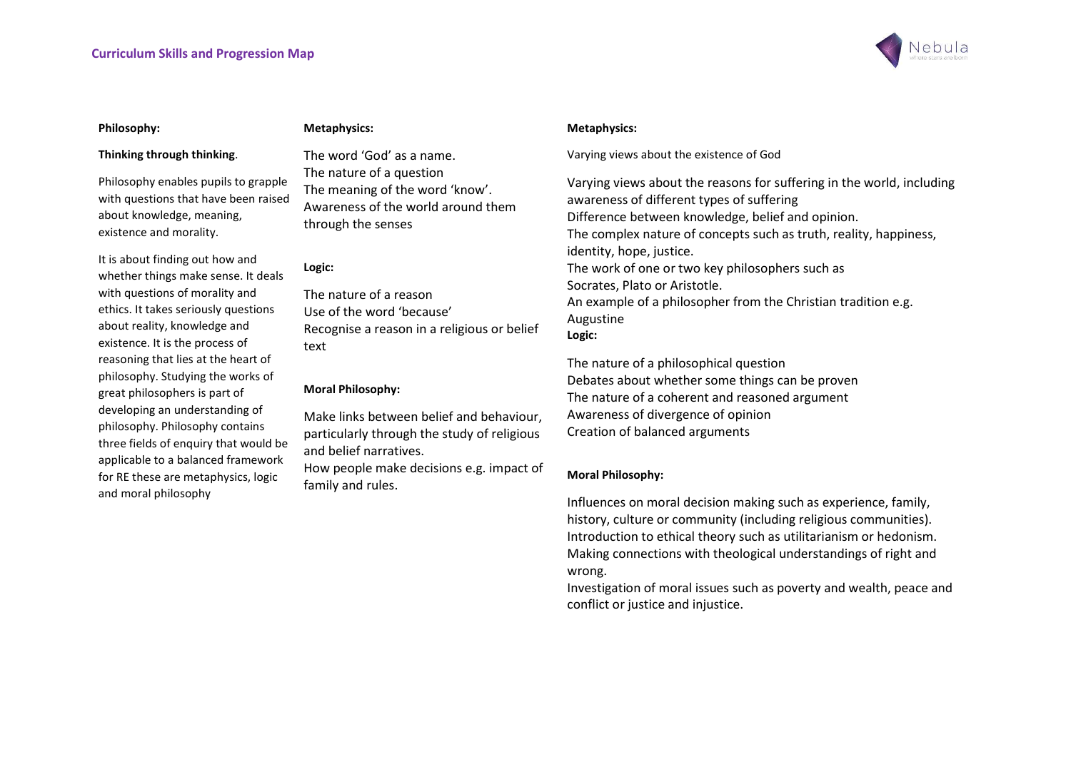**Philosophy:**

**Thinking through thinking**.

Philosophy enables pupils to grapple with questions that have been raised about knowledge, meaning, existence and morality.

It is about finding out how and whether things make sense. It deals with questions of morality and ethics. It takes seriously questions about reality, knowledge and existence. It is the process of reasoning that lies at the heart of philosophy. Studying the works of great philosophers is part of developing an understanding of philosophy. Philosophy contains three fields of enquiry that would be applicable to a balanced framework for RE these are metaphysics, logic and moral philosophy

**Metaphysics:**

The word 'God' as a name.
The nature of a question
The meaning of the word 'know'.
Awareness of the world around them through the senses

**Logic:**

The nature of a reason
Use of the word 'because'
Recognise a reason in a religious or belief text

**Moral Philosophy:**

Make links between belief and behaviour, particularly through the study of religious and belief narratives.
How people make decisions e.g. impact of family and rules.

**Metaphysics:**

Varying views about the existence of God

Varying views about the reasons for suffering in the world, including awareness of different types of suffering
Difference between knowledge, belief and opinion.
The complex nature of concepts such as truth, reality, happiness, identity, hope, justice.
The work of one or two key philosophers such as Socrates, Plato or Aristotle.
An example of a philosopher from the Christian tradition e.g. Augustine

**Logic:**

The nature of a philosophical question
Debates about whether some things can be proven
The nature of a coherent and reasoned argument
Awareness of divergence of opinion
Creation of balanced arguments

**Moral Philosophy:**

Influences on moral decision making such as experience, family, history, culture or community (including religious communities).
Introduction to ethical theory such as utilitarianism or hedonism.
Making connections with theological understandings of right and wrong.
Investigation of moral issues such as poverty and wealth, peace and conflict or justice and injustice.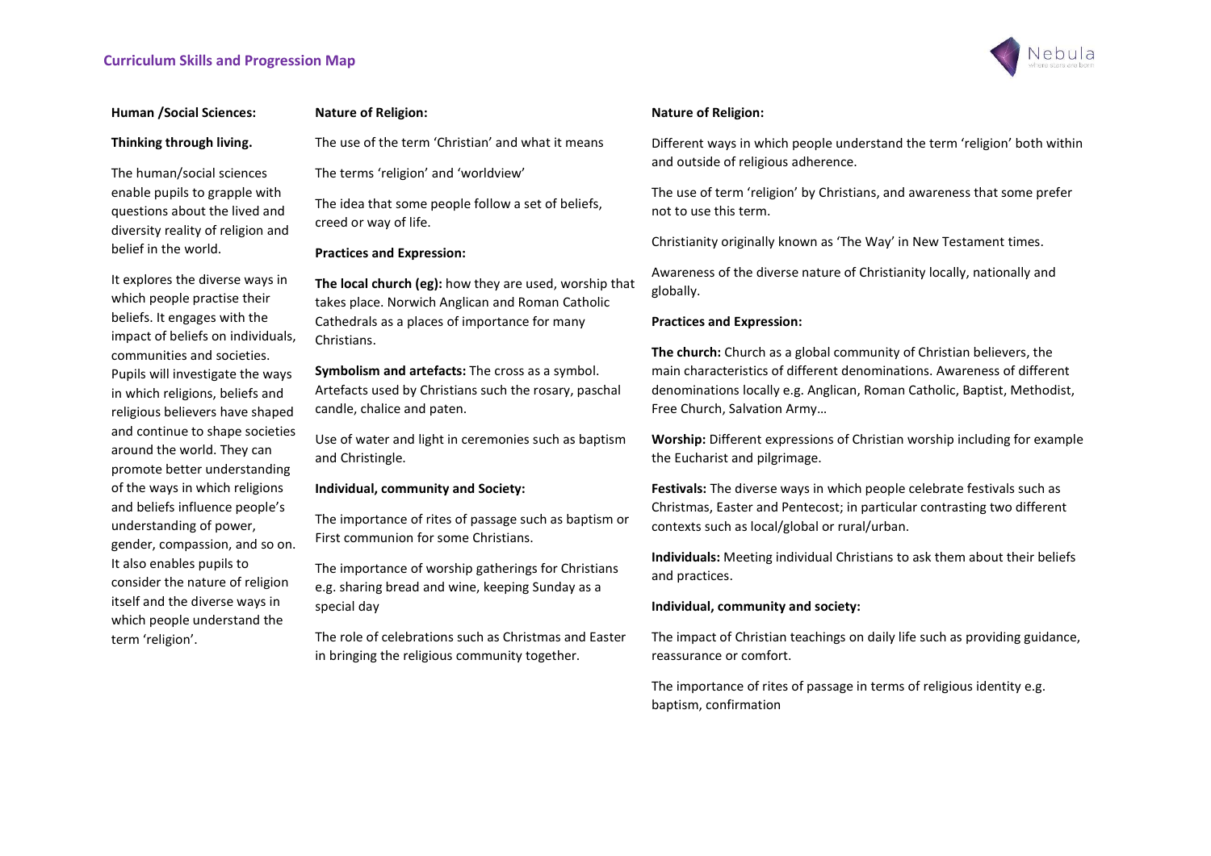**Human /Social Sciences:**

**Thinking through living.**

The human/social sciences enable pupils to grapple with questions about the lived and diversity reality of religion and belief in the world.

It explores the diverse ways in which people practise their beliefs. It engages with the impact of beliefs on individuals, communities and societies. Pupils will investigate the ways in which religions, beliefs and religious believers have shaped and continue to shape societies around the world. They can promote better understanding of the ways in which religions and beliefs influence people's understanding of power, gender, compassion, and so on. It also enables pupils to consider the nature of religion itself and the diverse ways in which people understand the term 'religion'.

**Nature of Religion:**

The use of the term 'Christian' and what it means

The terms 'religion' and 'worldview'

The idea that some people follow a set of beliefs, creed or way of life.

**Practices and Expression:**

**The local church (eg):** how they are used, worship that takes place. Norwich Anglican and Roman Catholic Cathedrals as a places of importance for many Christians.

**Symbolism and artefacts:** The cross as a symbol. Artefacts used by Christians such the rosary, paschal candle, chalice and paten.

Use of water and light in ceremonies such as baptism and Christingle.

**Individual, community and Society:**

The importance of rites of passage such as baptism or First communion for some Christians.

The importance of worship gatherings for Christians e.g. sharing bread and wine, keeping Sunday as a special day

The role of celebrations such as Christmas and Easter in bringing the religious community together.

**Nature of Religion:**

Different ways in which people understand the term 'religion' both within and outside of religious adherence.

The use of term 'religion' by Christians, and awareness that some prefer not to use this term.

Christianity originally known as 'The Way' in New Testament times.

Awareness of the diverse nature of Christianity locally, nationally and globally.

**Practices and Expression:**

**The church:** Church as a global community of Christian believers, the main characteristics of different denominations. Awareness of different denominations locally e.g. Anglican, Roman Catholic, Baptist, Methodist, Free Church, Salvation Army…

**Worship:** Different expressions of Christian worship including for example the Eucharist and pilgrimage.

**Festivals:** The diverse ways in which people celebrate festivals such as Christmas, Easter and Pentecost; in particular contrasting two different contexts such as local/global or rural/urban.

**Individuals:** Meeting individual Christians to ask them about their beliefs and practices.

**Individual, community and society:**

The impact of Christian teachings on daily life such as providing guidance, reassurance or comfort.

The importance of rites of passage in terms of religious identity e.g. baptism, confirmation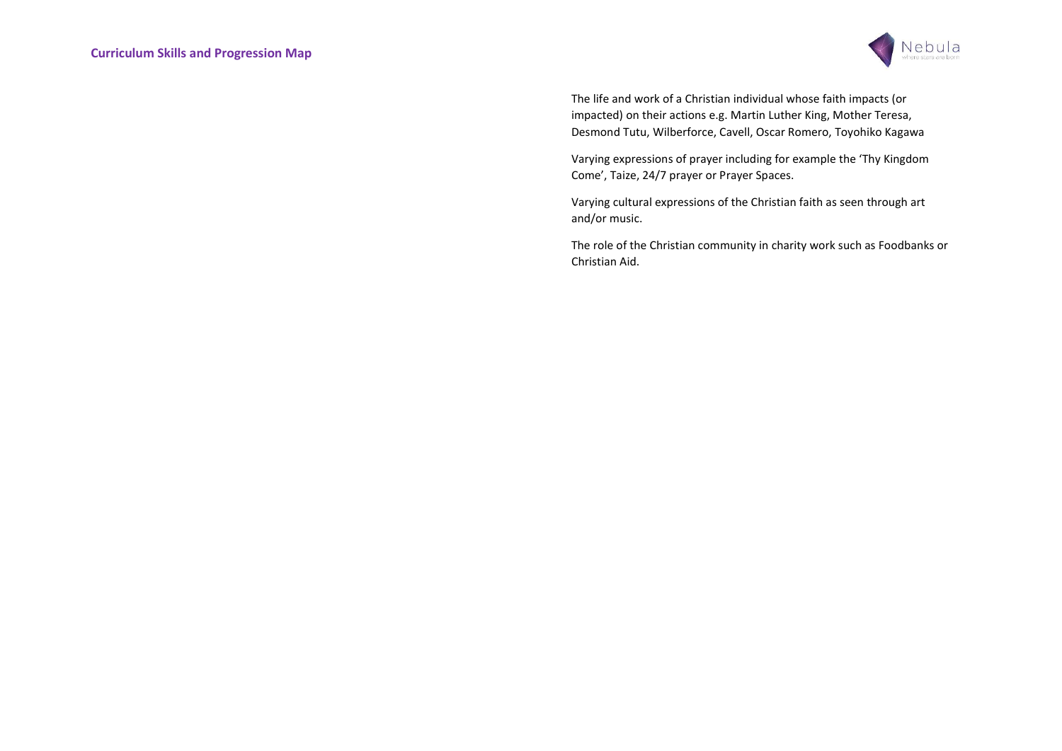The life and work of a Christian individual whose faith impacts (or impacted) on their actions e.g. Martin Luther King, Mother Teresa, Desmond Tutu, Wilberforce, Cavell, Oscar Romero, Toyohiko Kagawa

Varying expressions of prayer including for example the 'Thy Kingdom Come', Taize, 24/7 prayer or Prayer Spaces.

Varying cultural expressions of the Christian faith as seen through art and/or music.

The role of the Christian community in charity work such as Foodbanks or Christian Aid.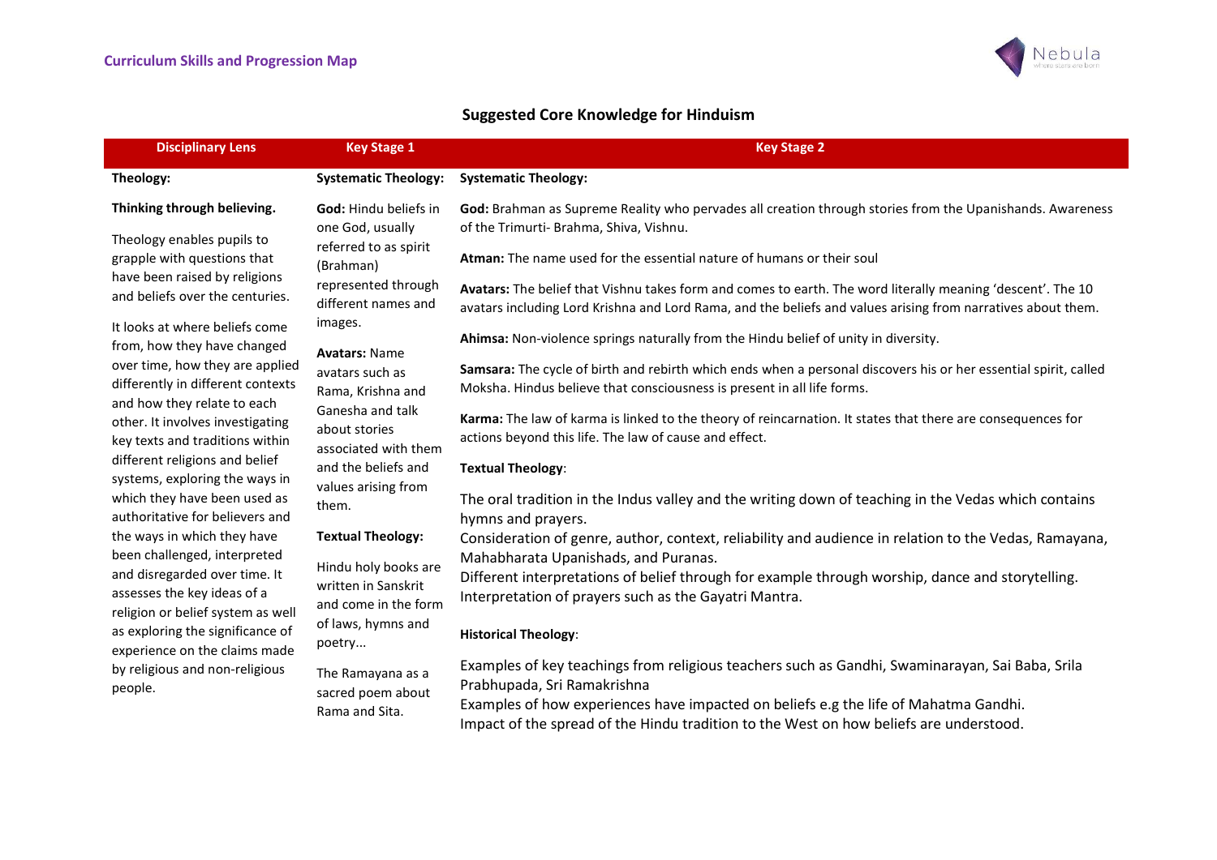## Suggested Core Knowledge for Hinduism

| Disciplinary Lens | Key Stage 1 | Key Stage 2 |
|---|---|---|
| **Theology:** | **Systematic Theology:** | **Systematic Theology:** |
| **Thinking through believing.**<br><br>Theology enables pupils to grapple with questions that have been raised by religions and beliefs over the centuries.<br><br>It looks at where beliefs come from, how they have changed over time, how they are applied differently in different contexts and how they relate to each other. It involves investigating key texts and traditions within different religions and belief systems, exploring the ways in which they have been used as authoritative for believers and the ways in which they have been challenged, interpreted and disregarded over time. It assesses the key ideas of a religion or belief system as well as exploring the significance of experience on the claims made by religious and non-religious people. | **God:** Hindu beliefs in one God, usually referred to as spirit (Brahman) represented through different names and images.<br><br>**Avatars:** Name avatars such as Rama, Krishna and Ganesha and talk about stories associated with them and the beliefs and values arising from them.<br><br>**Textual Theology:**<br><br>Hindu holy books are written in Sanskrit and come in the form of laws, hymns and poetry...<br><br>The Ramayana as a sacred poem about Rama and Sita. | **God:** Brahman as Supreme Reality who pervades all creation through stories from the Upanishands. Awareness of the Trimurti- Brahma, Shiva, Vishnu.<br><br>**Atman:** The name used for the essential nature of humans or their soul<br><br>**Avatars:** The belief that Vishnu takes form and comes to earth. The word literally meaning 'descent'. The 10 avatars including Lord Krishna and Lord Rama, and the beliefs and values arising from narratives about them.<br><br>**Ahimsa:** Non-violence springs naturally from the Hindu belief of unity in diversity.<br><br>**Samsara:** The cycle of birth and rebirth which ends when a personal discovers his or her essential spirit, called Moksha. Hindus believe that consciousness is present in all life forms.<br><br>**Karma:** The law of karma is linked to the theory of reincarnation. It states that there are consequences for actions beyond this life. The law of cause and effect.<br><br>**Textual Theology**:<br><br>The oral tradition in the Indus valley and the writing down of teaching in the Vedas which contains hymns and prayers.<br>Consideration of genre, author, context, reliability and audience in relation to the Vedas, Ramayana, Mahabharata Upanishads, and Puranas.<br>Different interpretations of belief through for example through worship, dance and storytelling.<br>Interpretation of prayers such as the Gayatri Mantra.<br><br>**Historical Theology**:<br><br>Examples of key teachings from religious teachers such as Gandhi, Swaminarayan, Sai Baba, Srila Prabhupada, Sri Ramakrishna<br>Examples of how experiences have impacted on beliefs e.g the life of Mahatma Gandhi.<br>Impact of the spread of the Hindu tradition to the West on how beliefs are understood. |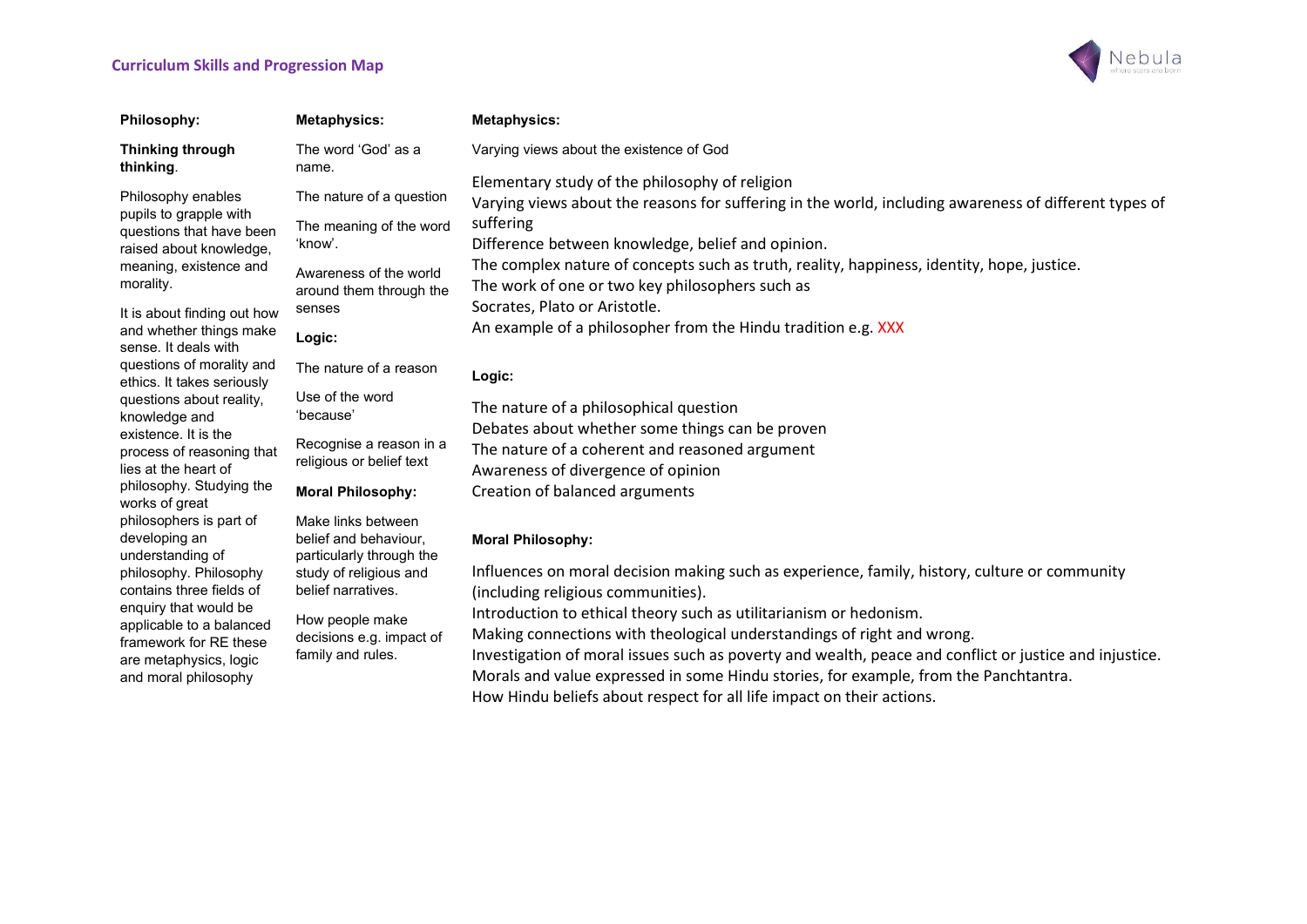## Curriculum Skills and Progression Map

| **Philosophy:** | **Metaphysics:** | **Metaphysics:** |
| --- | --- | --- |
| **Thinking through thinking**.<br><br>Philosophy enables pupils to grapple with questions that have been raised about knowledge, meaning, existence and morality.<br><br>It is about finding out how and whether things make sense. It deals with questions of morality and ethics. It takes seriously questions about reality, knowledge and existence. It is the process of reasoning that lies at the heart of philosophy. Studying the works of great philosophers is part of developing an understanding of philosophy. Philosophy contains three fields of enquiry that would be applicable to a balanced framework for RE these are metaphysics, logic and moral philosophy | The word 'God' as a name.<br><br>The nature of a question<br><br>The meaning of the word 'know'.<br><br>Awareness of the world around them through the senses<br><br>**Logic:**<br><br>The nature of a reason<br><br>Use of the word 'because'<br><br>Recognise a reason in a religious or belief text<br><br>**Moral Philosophy:**<br><br>Make links between belief and behaviour, particularly through the study of religious and belief narratives.<br><br>How people make decisions e.g. impact of family and rules. | Varying views about the existence of God<br><br>Elementary study of the philosophy of religion<br>Varying views about the reasons for suffering in the world, including awareness of different types of suffering<br>Difference between knowledge, belief and opinion.<br>The complex nature of concepts such as truth, reality, happiness, identity, hope, justice.<br>The work of one or two key philosophers such as<br>Socrates, Plato or Aristotle.<br>An example of a philosopher from the Hindu tradition e.g. XXX<br><br>**Logic:**<br><br>The nature of a philosophical question<br>Debates about whether some things can be proven<br>The nature of a coherent and reasoned argument<br>Awareness of divergence of opinion<br>Creation of balanced arguments<br><br>**Moral Philosophy:**<br><br>Influences on moral decision making such as experience, family, history, culture or community (including religious communities).<br>Introduction to ethical theory such as utilitarianism or hedonism.<br>Making connections with theological understandings of right and wrong.<br>Investigation of moral issues such as poverty and wealth, peace and conflict or justice and injustice.<br>Morals and value expressed in some Hindu stories, for example, from the Panchtantra.<br>How Hindu beliefs about respect for all life impact on their actions. |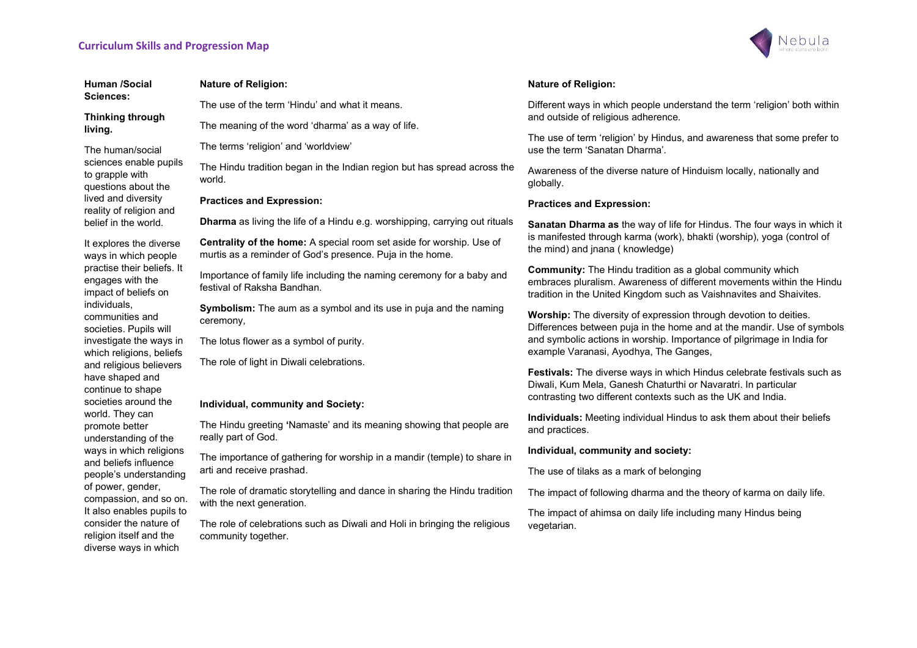**Human /Social Sciences:**

**Thinking through living.**

The human/social sciences enable pupils to grapple with questions about the lived and diversity reality of religion and belief in the world.

It explores the diverse ways in which people practise their beliefs. It engages with the impact of beliefs on individuals, communities and societies. Pupils will investigate the ways in which religions, beliefs and religious believers have shaped and continue to shape societies around the world. They can promote better understanding of the ways in which religions and beliefs influence people's understanding of power, gender, compassion, and so on. It also enables pupils to consider the nature of religion itself and the diverse ways in which

**Nature of Religion:**

The use of the term 'Hindu' and what it means.

The meaning of the word 'dharma' as a way of life.

The terms 'religion' and 'worldview'

The Hindu tradition began in the Indian region but has spread across the world.

**Practices and Expression:**

**Dharma** as living the life of a Hindu e.g. worshipping, carrying out rituals

**Centrality of the home:** A special room set aside for worship. Use of murtis as a reminder of God's presence. Puja in the home.

Importance of family life including the naming ceremony for a baby and festival of Raksha Bandhan.

**Symbolism:** The aum as a symbol and its use in puja and the naming ceremony,

The lotus flower as a symbol of purity.

The role of light in Diwali celebrations.

**Individual, community and Society:**

The Hindu greeting **'**Namaste' and its meaning showing that people are really part of God.

The importance of gathering for worship in a mandir (temple) to share in arti and receive prashad.

The role of dramatic storytelling and dance in sharing the Hindu tradition with the next generation.

The role of celebrations such as Diwali and Holi in bringing the religious community together.

**Nature of Religion:**

Different ways in which people understand the term 'religion' both within and outside of religious adherence.

The use of term 'religion' by Hindus, and awareness that some prefer to use the term 'Sanatan Dharma'.

Awareness of the diverse nature of Hinduism locally, nationally and globally.

**Practices and Expression:**

**Sanatan Dharma as** the way of life for Hindus. The four ways in which it is manifested through karma (work), bhakti (worship), yoga (control of the mind) and jnana ( knowledge)

**Community:** The Hindu tradition as a global community which embraces pluralism. Awareness of different movements within the Hindu tradition in the United Kingdom such as Vaishnavites and Shaivites.

**Worship:** The diversity of expression through devotion to deities. Differences between puja in the home and at the mandir. Use of symbols and symbolic actions in worship. Importance of pilgrimage in India for example Varanasi, Ayodhya, The Ganges,

**Festivals:** The diverse ways in which Hindus celebrate festivals such as Diwali, Kum Mela, Ganesh Chaturthi or Navaratri. In particular contrasting two different contexts such as the UK and India.

**Individuals:** Meeting individual Hindus to ask them about their beliefs and practices.

**Individual, community and society:**

The use of tilaks as a mark of belonging

The impact of following dharma and the theory of karma on daily life.

The impact of ahimsa on daily life including many Hindus being vegetarian.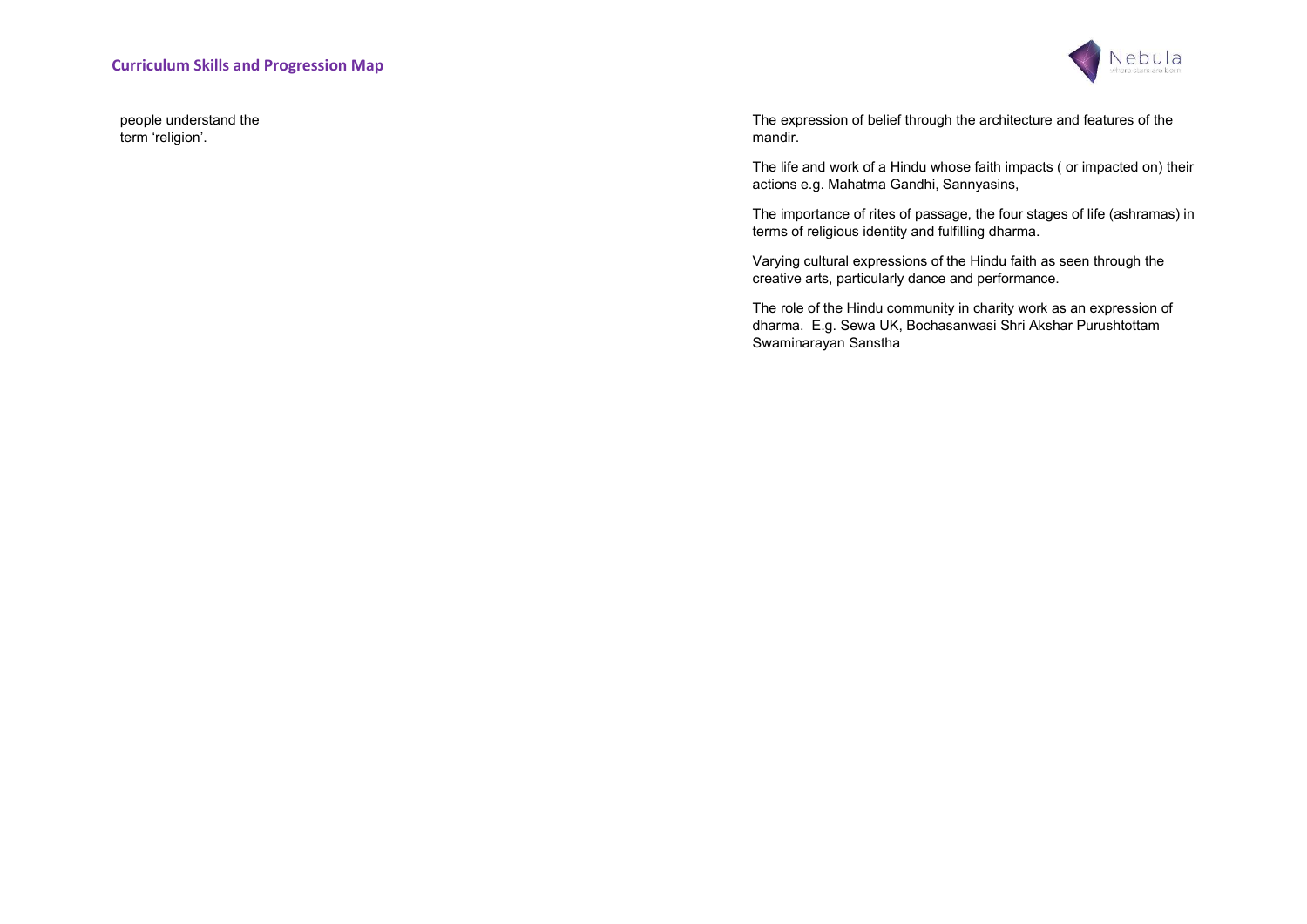people understand the term 'religion'.

The expression of belief through the architecture and features of the mandir.

The life and work of a Hindu whose faith impacts ( or impacted on) their actions e.g. Mahatma Gandhi, Sannyasins,

The importance of rites of passage, the four stages of life (ashramas) in terms of religious identity and fulfilling dharma.

Varying cultural expressions of the Hindu faith as seen through the creative arts, particularly dance and performance.

The role of the Hindu community in charity work as an expression of dharma. E.g. Sewa UK, Bochasanwasi Shri Akshar Purushtottam Swaminarayan Sanstha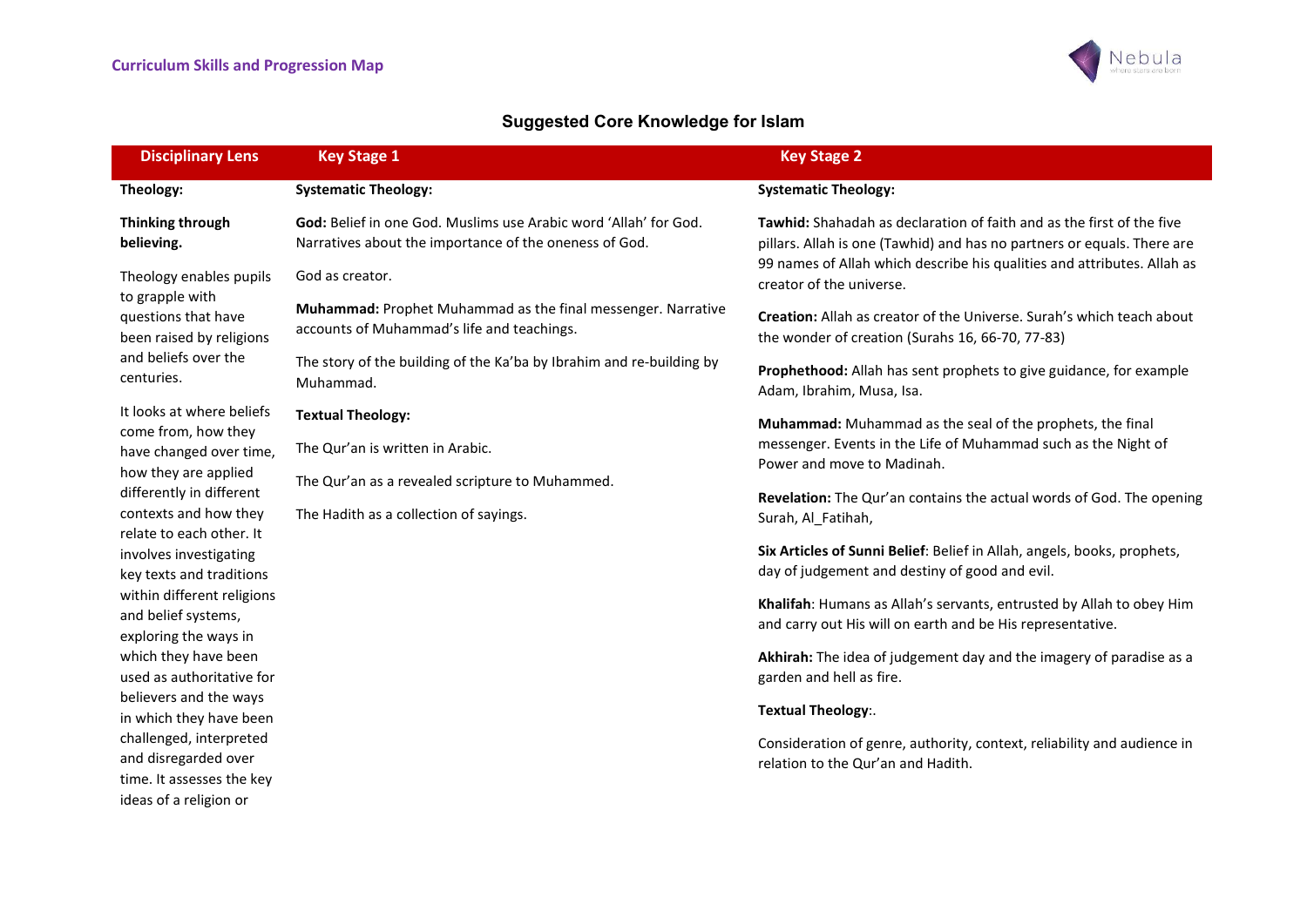## Suggested Core Knowledge for Islam

| Disciplinary Lens | Key Stage 1 | Key Stage 2 |
|---|---|---|
| **Theology:** | **Systematic Theology:** | **Systematic Theology:** |
| **Thinking through believing.**<br><br>Theology enables pupils to grapple with questions that have been raised by religions and beliefs over the centuries.<br><br>It looks at where beliefs come from, how they have changed over time, how they are applied differently in different contexts and how they relate to each other. It involves investigating key texts and traditions within different religions and belief systems, exploring the ways in which they have been used as authoritative for believers and the ways in which they have been challenged, interpreted and disregarded over time. It assesses the key ideas of a religion or | **God:** Belief in one God. Muslims use Arabic word 'Allah' for God. Narratives about the importance of the oneness of God.<br><br>God as creator.<br><br>**Muhammad:** Prophet Muhammad as the final messenger. Narrative accounts of Muhammad's life and teachings.<br><br>The story of the building of the Ka'ba by Ibrahim and re-building by Muhammad.<br><br>**Textual Theology:**<br><br>The Qur'an is written in Arabic.<br><br>The Qur'an as a revealed scripture to Muhammed.<br><br>The Hadith as a collection of sayings. | **Tawhid:** Shahadah as declaration of faith and as the first of the five pillars. Allah is one (Tawhid) and has no partners or equals. There are 99 names of Allah which describe his qualities and attributes. Allah as creator of the universe.<br><br>**Creation:** Allah as creator of the Universe. Surah's which teach about the wonder of creation (Surahs 16, 66-70, 77-83)<br><br>**Prophethood:** Allah has sent prophets to give guidance, for example Adam, Ibrahim, Musa, Isa.<br><br>**Muhammad:** Muhammad as the seal of the prophets, the final messenger. Events in the Life of Muhammad such as the Night of Power and move to Madinah.<br><br>**Revelation:** The Qur'an contains the actual words of God. The opening Surah, Al_Fatihah,<br><br>**Six Articles of Sunni Belief**: Belief in Allah, angels, books, prophets, day of judgement and destiny of good and evil.<br><br>**Khalifah**: Humans as Allah's servants, entrusted by Allah to obey Him and carry out His will on earth and be His representative.<br><br>**Akhirah:** The idea of judgement day and the imagery of paradise as a garden and hell as fire.<br><br>**Textual Theology**:.<br><br>Consideration of genre, authority, context, reliability and audience in relation to the Qur'an and Hadith. |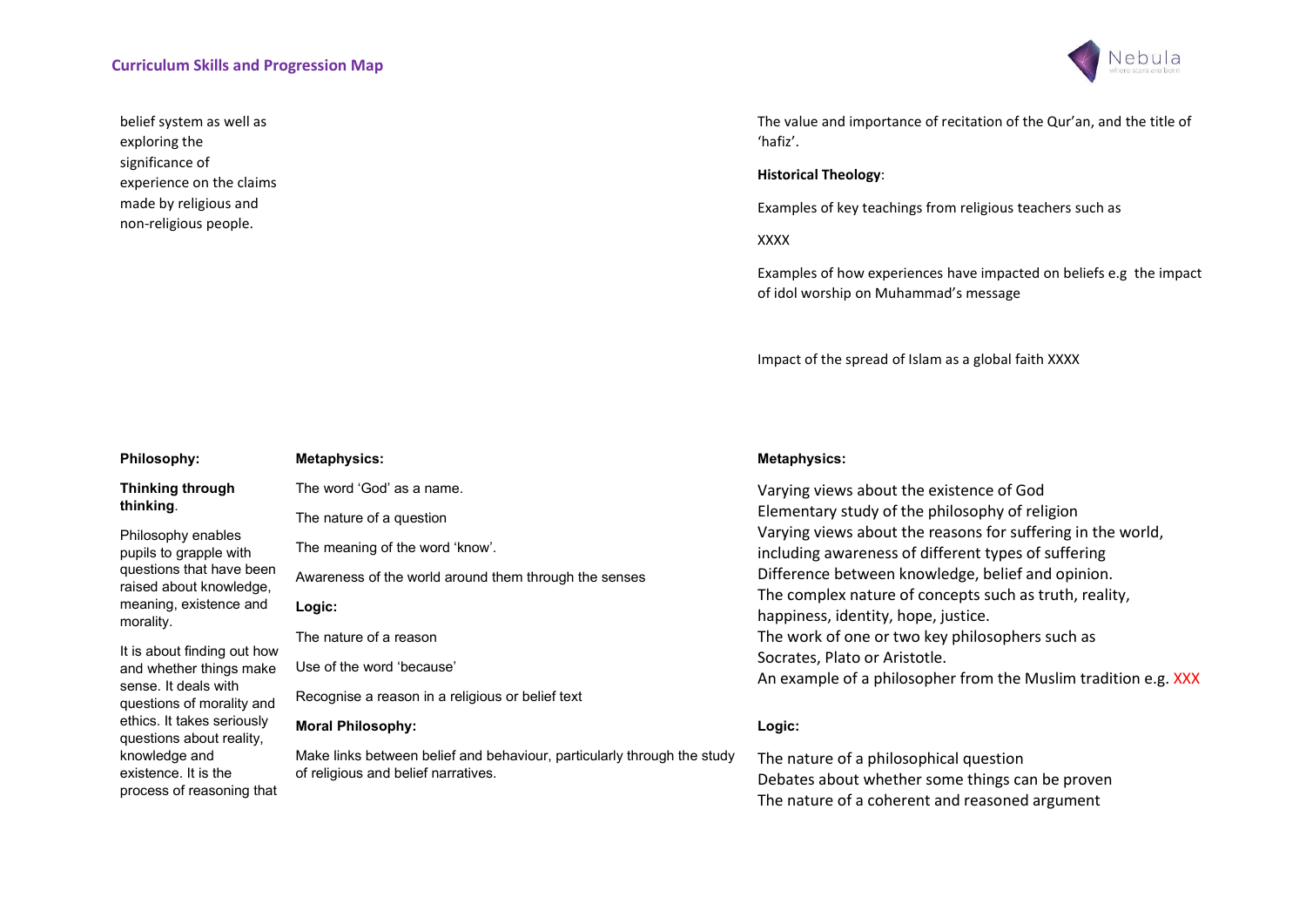| | | |
|---|---|---|
| belief system as well as exploring the significance of experience on the claims made by religious and non-religious people. | | The value and importance of recitation of the Qur'an, and the title of 'hafiz'.<br><br>**Historical Theology**:<br><br>Examples of key teachings from religious teachers such as<br><br>XXXX<br><br>Examples of how experiences have impacted on beliefs e.g the impact of idol worship on Muhammad's message<br><br>Impact of the spread of Islam as a global faith XXXX |
| **Philosophy:**<br><br>**Thinking through thinking**.<br><br>Philosophy enables pupils to grapple with questions that have been raised about knowledge, meaning, existence and morality.<br><br>It is about finding out how and whether things make sense. It deals with questions of morality and ethics. It takes seriously questions about reality, knowledge and existence. It is the process of reasoning that | **Metaphysics:**<br><br>The word 'God' as a name.<br><br>The nature of a question<br><br>The meaning of the word 'know'.<br><br>Awareness of the world around them through the senses<br><br>**Logic:**<br><br>The nature of a reason<br><br>Use of the word 'because'<br><br>Recognise a reason in a religious or belief text<br><br>**Moral Philosophy:**<br><br>Make links between belief and behaviour, particularly through the study of religious and belief narratives. | **Metaphysics:**<br><br>Varying views about the existence of God<br>Elementary study of the philosophy of religion<br>Varying views about the reasons for suffering in the world, including awareness of different types of suffering<br>Difference between knowledge, belief and opinion.<br>The complex nature of concepts such as truth, reality, happiness, identity, hope, justice.<br>The work of one or two key philosophers such as Socrates, Plato or Aristotle.<br>An example of a philosopher from the Muslim tradition e.g. XXX<br><br>**Logic:**<br><br>The nature of a philosophical question<br>Debates about whether some things can be proven<br>The nature of a coherent and reasoned argument |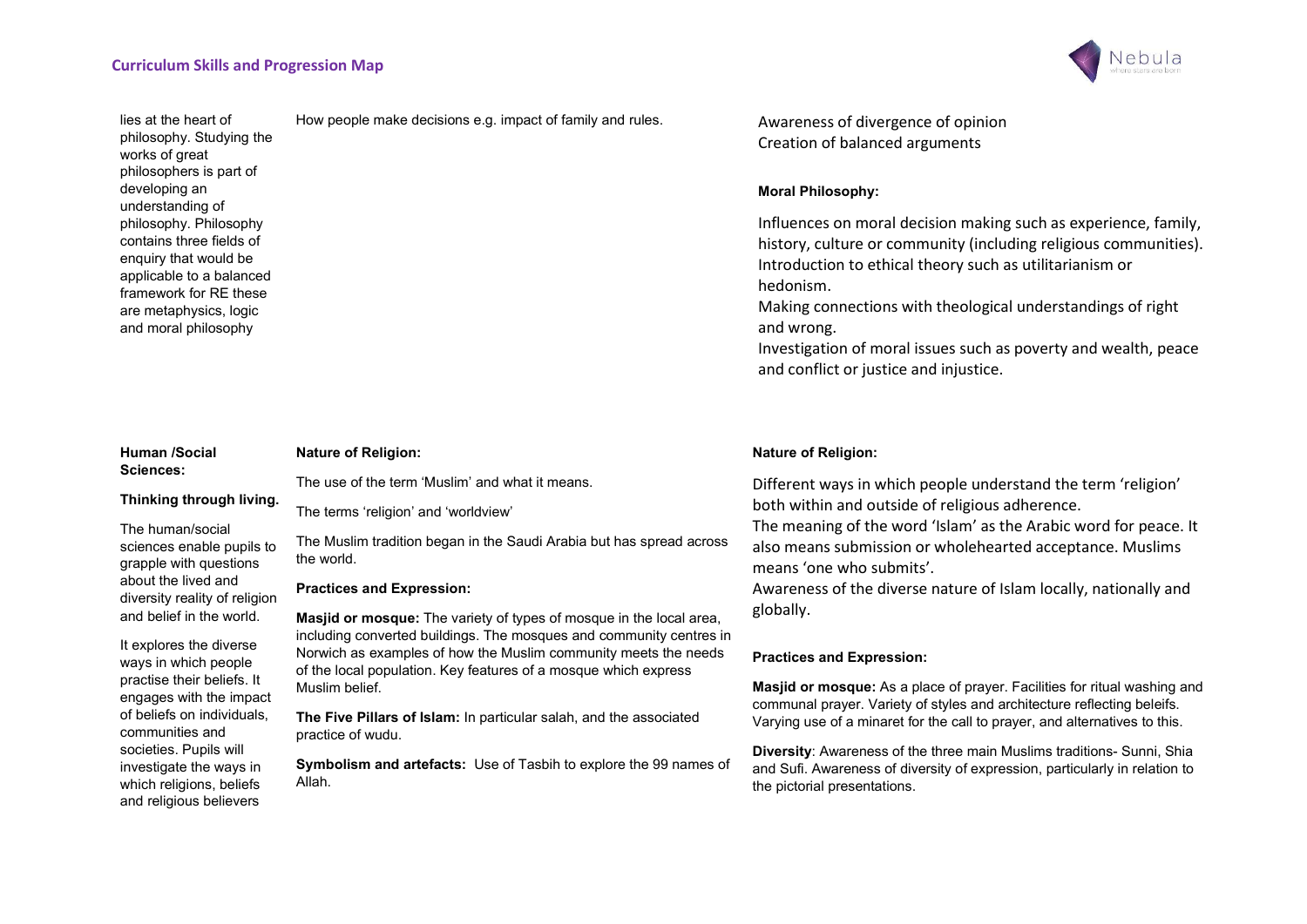| | | |
|---|---|---|
| lies at the heart of philosophy. Studying the works of great philosophers is part of developing an understanding of philosophy. Philosophy contains three fields of enquiry that would be applicable to a balanced framework for RE these are metaphysics, logic and moral philosophy | How people make decisions e.g. impact of family and rules. | Awareness of divergence of opinion<br>Creation of balanced arguments<br><br>**Moral Philosophy:**<br><br>Influences on moral decision making such as experience, family, history, culture or community (including religious communities).<br>Introduction to ethical theory such as utilitarianism or hedonism.<br>Making connections with theological understandings of right and wrong.<br>Investigation of moral issues such as poverty and wealth, peace and conflict or justice and injustice. |
| **Human /Social Sciences:**<br><br>**Thinking through living.**<br><br>The human/social sciences enable pupils to grapple with questions about the lived and diversity reality of religion and belief in the world.<br><br>It explores the diverse ways in which people practise their beliefs. It engages with the impact of beliefs on individuals, communities and societies. Pupils will investigate the ways in which religions, beliefs and religious believers | **Nature of Religion:**<br><br>The use of the term 'Muslim' and what it means.<br><br>The terms 'religion' and 'worldview'<br><br>The Muslim tradition began in the Saudi Arabia but has spread across the world.<br><br>**Practices and Expression:**<br><br>**Masjid or mosque:** The variety of types of mosque in the local area, including converted buildings. The mosques and community centres in Norwich as examples of how the Muslim community meets the needs of the local population. Key features of a mosque which express Muslim belief.<br><br>**The Five Pillars of Islam:** In particular salah, and the associated practice of wudu.<br><br>**Symbolism and artefacts:** Use of Tasbih to explore the 99 names of Allah. | **Nature of Religion:**<br><br>Different ways in which people understand the term 'religion' both within and outside of religious adherence.<br>The meaning of the word 'Islam' as the Arabic word for peace. It also means submission or wholehearted acceptance. Muslims means 'one who submits'.<br>Awareness of the diverse nature of Islam locally, nationally and globally.<br><br>**Practices and Expression:**<br><br>**Masjid or mosque:** As a place of prayer. Facilities for ritual washing and communal prayer. Variety of styles and architecture reflecting beleifs. Varying use of a minaret for the call to prayer, and alternatives to this.<br><br>**Diversity**: Awareness of the three main Muslims traditions- Sunni, Shia and Sufi. Awareness of diversity of expression, particularly in relation to the pictorial presentations. |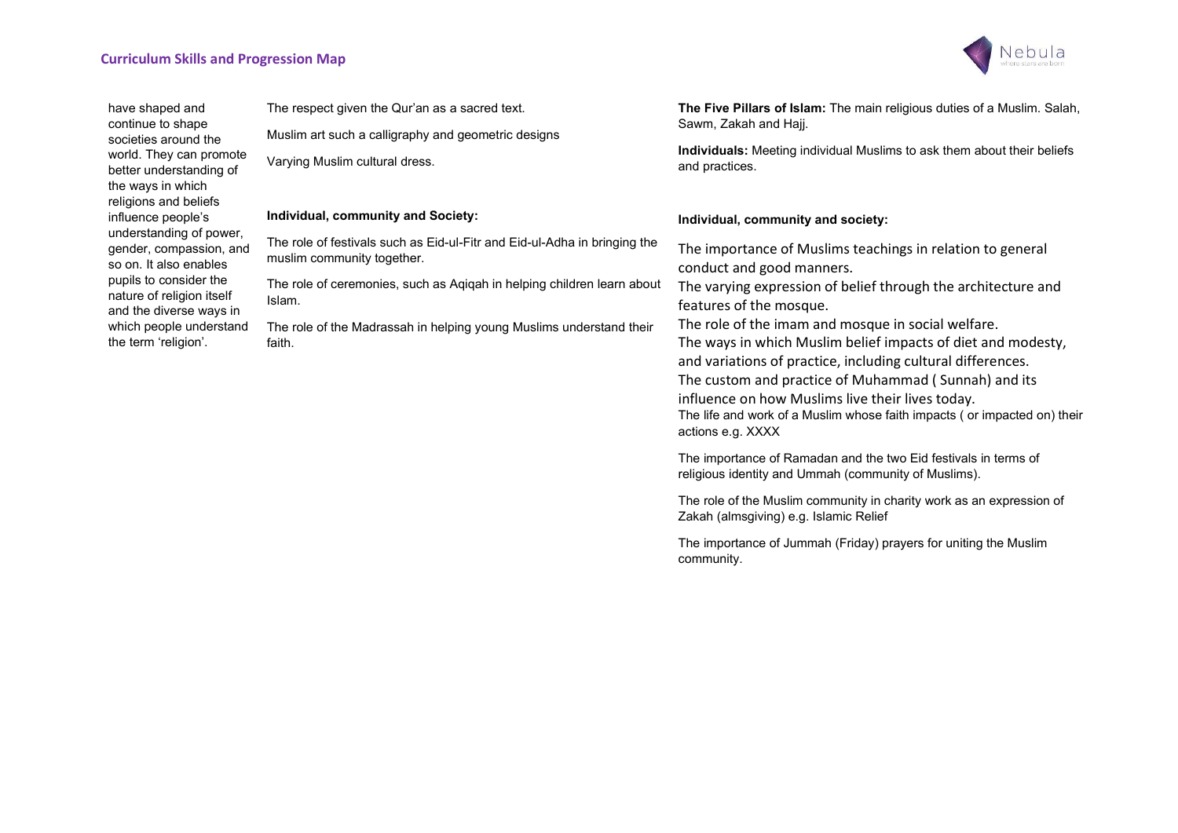| | | |
|---|---|---|
| have shaped and continue to shape societies around the world. They can promote better understanding of the ways in which religions and beliefs influence people's understanding of power, gender, compassion, and so on. It also enables pupils to consider the nature of religion itself and the diverse ways in which people understand the term 'religion'. | The respect given the Qur'an as a sacred text.<br><br>Muslim art such a calligraphy and geometric designs<br><br>Varying Muslim cultural dress.<br><br>**Individual, community and Society:**<br><br>The role of festivals such as Eid-ul-Fitr and Eid-ul-Adha in bringing the muslim community together.<br><br>The role of ceremonies, such as Aqiqah in helping children learn about Islam.<br><br>The role of the Madrassah in helping young Muslims understand their faith. | **The Five Pillars of Islam:** The main religious duties of a Muslim. Salah, Sawm, Zakah and Hajj.<br><br>**Individuals:** Meeting individual Muslims to ask them about their beliefs and practices.<br><br>**Individual, community and society:**<br><br>The importance of Muslims teachings in relation to general conduct and good manners.<br>The varying expression of belief through the architecture and features of the mosque.<br>The role of the imam and mosque in social welfare.<br>The ways in which Muslim belief impacts of diet and modesty, and variations of practice, including cultural differences.<br>The custom and practice of Muhammad ( Sunnah) and its influence on how Muslims live their lives today.<br>The life and work of a Muslim whose faith impacts ( or impacted on) their actions e.g. XXXX<br><br>The importance of Ramadan and the two Eid festivals in terms of religious identity and Ummah (community of Muslims).<br><br>The role of the Muslim community in charity work as an expression of Zakah (almsgiving) e.g. Islamic Relief<br><br>The importance of Jummah (Friday) prayers for uniting the Muslim community. |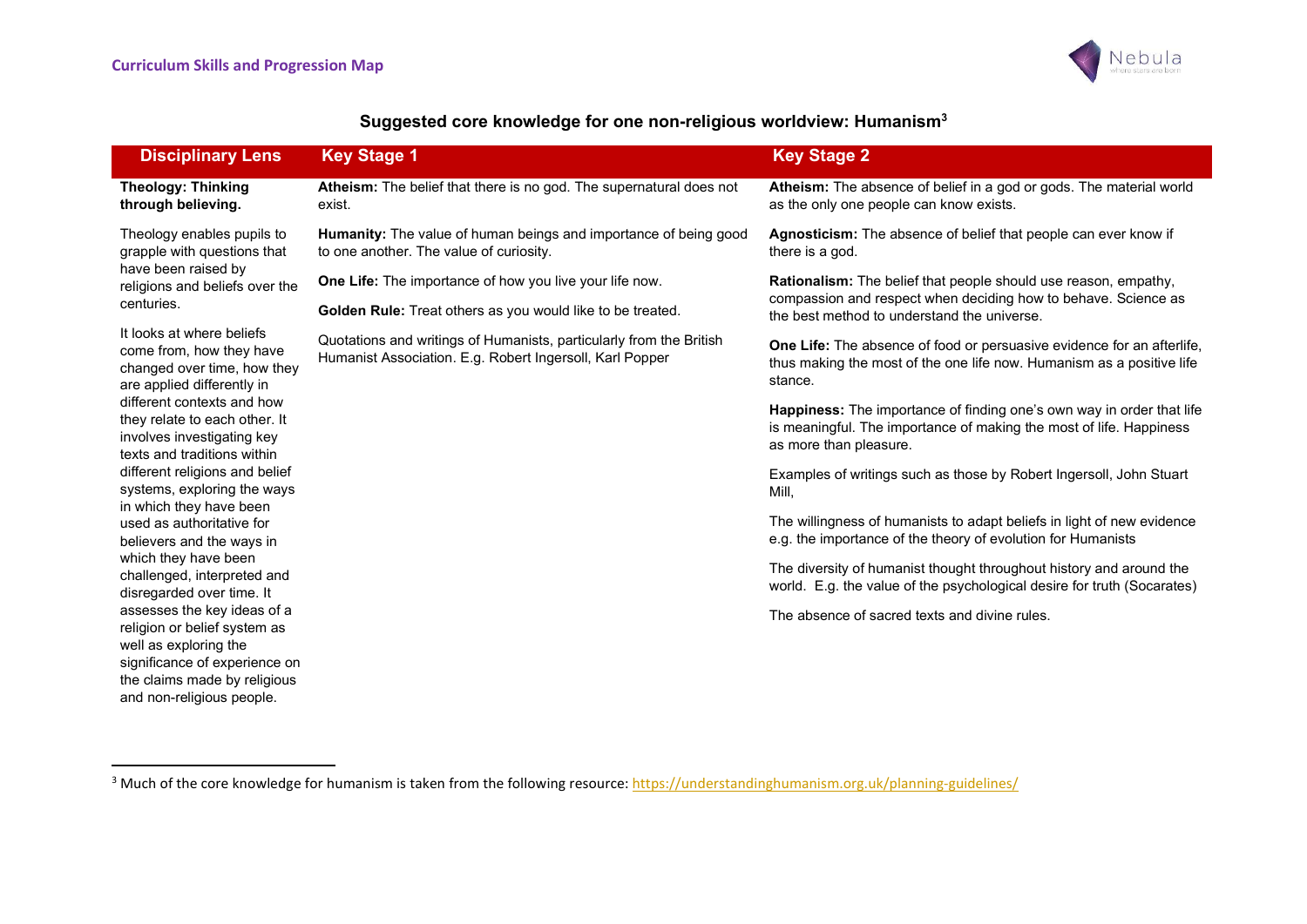## Suggested core knowledge for one non-religious worldview: Humanism[3]

| Disciplinary Lens | Key Stage 1 | Key Stage 2 |
| --- | --- | --- |
| **Theology: Thinking through believing.**<br><br>Theology enables pupils to grapple with questions that have been raised by religions and beliefs over the centuries.<br><br>It looks at where beliefs come from, how they have changed over time, how they are applied differently in different contexts and how they relate to each other. It involves investigating key texts and traditions within different religions and belief systems, exploring the ways in which they have been used as authoritative for believers and the ways in which they have been challenged, interpreted and disregarded over time. It assesses the key ideas of a religion or belief system as well as exploring the significance of experience on the claims made by religious and non-religious people. | **Atheism:** The belief that there is no god. The supernatural does not exist.<br><br>**Humanity:** The value of human beings and importance of being good to one another. The value of curiosity.<br><br>**One Life:** The importance of how you live your life now.<br><br>**Golden Rule:** Treat others as you would like to be treated.<br><br>Quotations and writings of Humanists, particularly from the British Humanist Association. E.g. Robert Ingersoll, Karl Popper | **Atheism:** The absence of belief in a god or gods. The material world as the only one people can know exists.<br><br>**Agnosticism:** The absence of belief that people can ever know if there is a god.<br><br>**Rationalism:** The belief that people should use reason, empathy, compassion and respect when deciding how to behave. Science as the best method to understand the universe.<br><br>**One Life:** The absence of food or persuasive evidence for an afterlife, thus making the most of the one life now. Humanism as a positive life stance.<br><br>**Happiness:** The importance of finding one's own way in order that life is meaningful. The importance of making the most of life. Happiness as more than pleasure.<br><br>Examples of writings such as those by Robert Ingersoll, John Stuart Mill,<br><br>The willingness of humanists to adapt beliefs in light of new evidence e.g. the importance of the theory of evolution for Humanists<br><br>The diversity of humanist thought throughout history and around the world. E.g. the value of the psychological desire for truth (Socarates)<br><br>The absence of sacred texts and divine rules. |

[3] Much of the core knowledge for humanism is taken from the following resource: https://understandinghumanism.org.uk/planning-guidelines/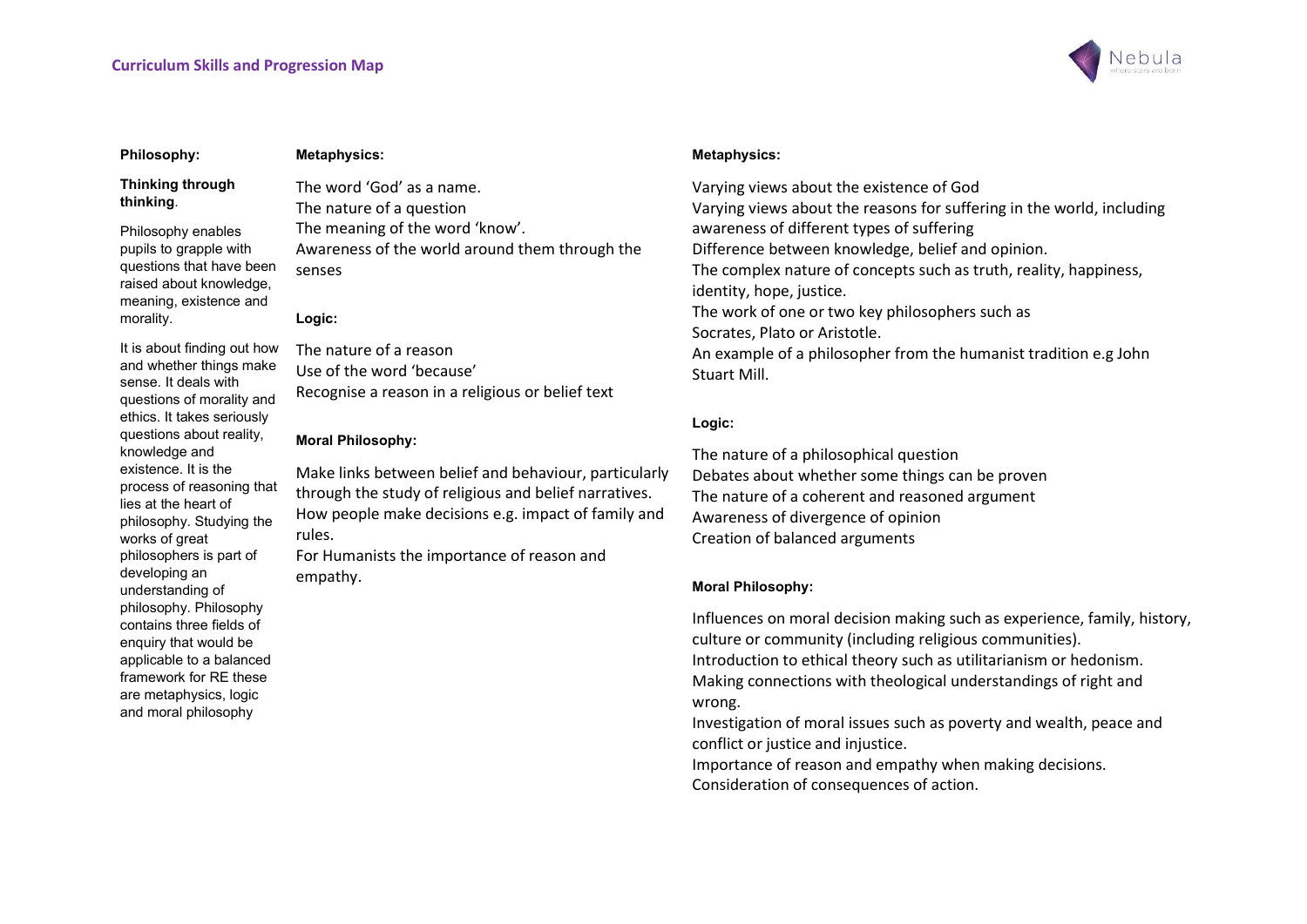**Philosophy:**

**Thinking through thinking**.

Philosophy enables pupils to grapple with questions that have been raised about knowledge, meaning, existence and morality.

It is about finding out how and whether things make sense. It deals with questions of morality and ethics. It takes seriously questions about reality, knowledge and existence. It is the process of reasoning that lies at the heart of philosophy. Studying the works of great philosophers is part of developing an understanding of philosophy. Philosophy contains three fields of enquiry that would be applicable to a balanced framework for RE these are metaphysics, logic and moral philosophy

**Metaphysics:**

The word 'God' as a name.
The nature of a question
The meaning of the word 'know'.
Awareness of the world around them through the senses

**Logic:**

The nature of a reason
Use of the word 'because'
Recognise a reason in a religious or belief text

**Moral Philosophy:**

Make links between belief and behaviour, particularly through the study of religious and belief narratives.
How people make decisions e.g. impact of family and rules.
For Humanists the importance of reason and empathy.

**Metaphysics:**

Varying views about the existence of God
Varying views about the reasons for suffering in the world, including awareness of different types of suffering
Difference between knowledge, belief and opinion.
The complex nature of concepts such as truth, reality, happiness, identity, hope, justice.
The work of one or two key philosophers such as Socrates, Plato or Aristotle.
An example of a philosopher from the humanist tradition e.g John Stuart Mill.

**Logic:**

The nature of a philosophical question
Debates about whether some things can be proven
The nature of a coherent and reasoned argument
Awareness of divergence of opinion
Creation of balanced arguments

**Moral Philosophy:**

Influences on moral decision making such as experience, family, history, culture or community (including religious communities).
Introduction to ethical theory such as utilitarianism or hedonism.
Making connections with theological understandings of right and wrong.
Investigation of moral issues such as poverty and wealth, peace and conflict or justice and injustice.
Importance of reason and empathy when making decisions.
Consideration of consequences of action.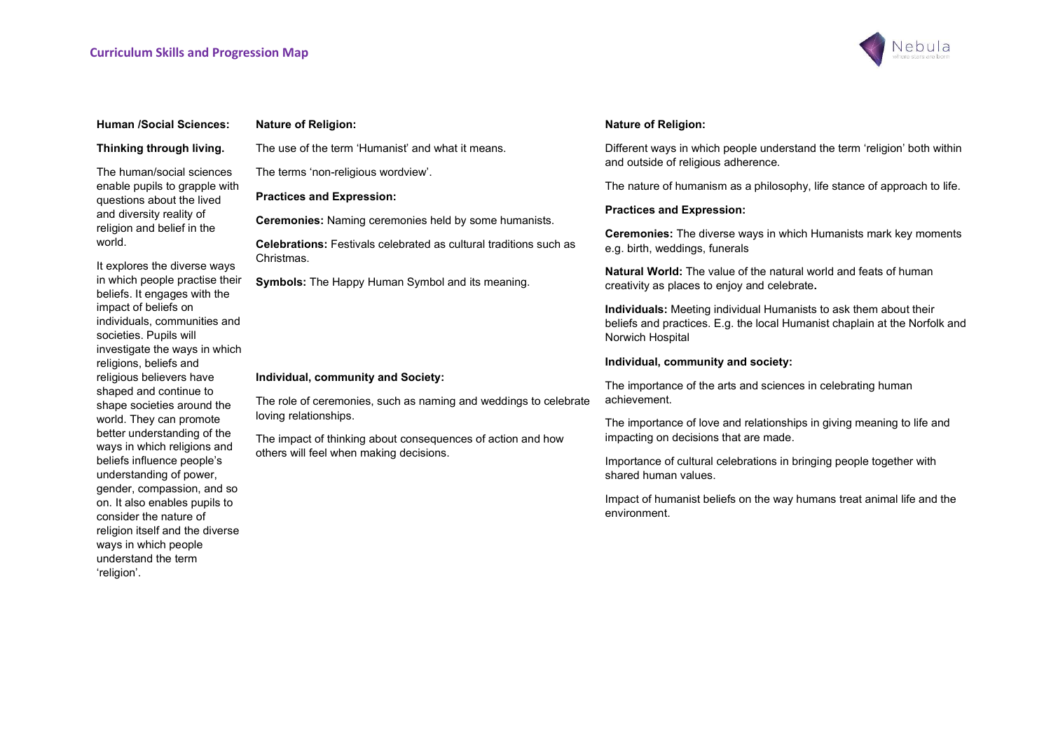| Human /Social Sciences: | Nature of Religion: | Nature of Religion: |
|---|---|---|
| **Thinking through living.** The human/social sciences enable pupils to grapple with questions about the lived and diversity reality of religion and belief in the world. It explores the diverse ways in which people practise their beliefs. It engages with the impact of beliefs on individuals, communities and societies. Pupils will investigate the ways in which religions, beliefs and religious believers have shaped and continue to shape societies around the world. They can promote better understanding of the ways in which religions and beliefs influence people's understanding of power, gender, compassion, and so on. It also enables pupils to consider the nature of religion itself and the diverse ways in which people understand the term 'religion'. | The use of the term 'Humanist' and what it means. The terms 'non-religious wordview'. **Practices and Expression:** **Ceremonies:** Naming ceremonies held by some humanists. **Celebrations:** Festivals celebrated as cultural traditions such as Christmas. **Symbols:** The Happy Human Symbol and its meaning. **Individual, community and Society:** The role of ceremonies, such as naming and weddings to celebrate loving relationships. The impact of thinking about consequences of action and how others will feel when making decisions. | Different ways in which people understand the term 'religion' both within and outside of religious adherence. The nature of humanism as a philosophy, life stance of approach to life. **Practices and Expression:** **Ceremonies:** The diverse ways in which Humanists mark key moments e.g. birth, weddings, funerals **Natural World:** The value of the natural world and feats of human creativity as places to enjoy and celebrate. **Individuals:** Meeting individual Humanists to ask them about their beliefs and practices. E.g. the local Humanist chaplain at the Norfolk and Norwich Hospital **Individual, community and society:** The importance of the arts and sciences in celebrating human achievement. The importance of love and relationships in giving meaning to life and impacting on decisions that are made. Importance of cultural celebrations in bringing people together with shared human values. Impact of humanist beliefs on the way humans treat animal life and the environment. |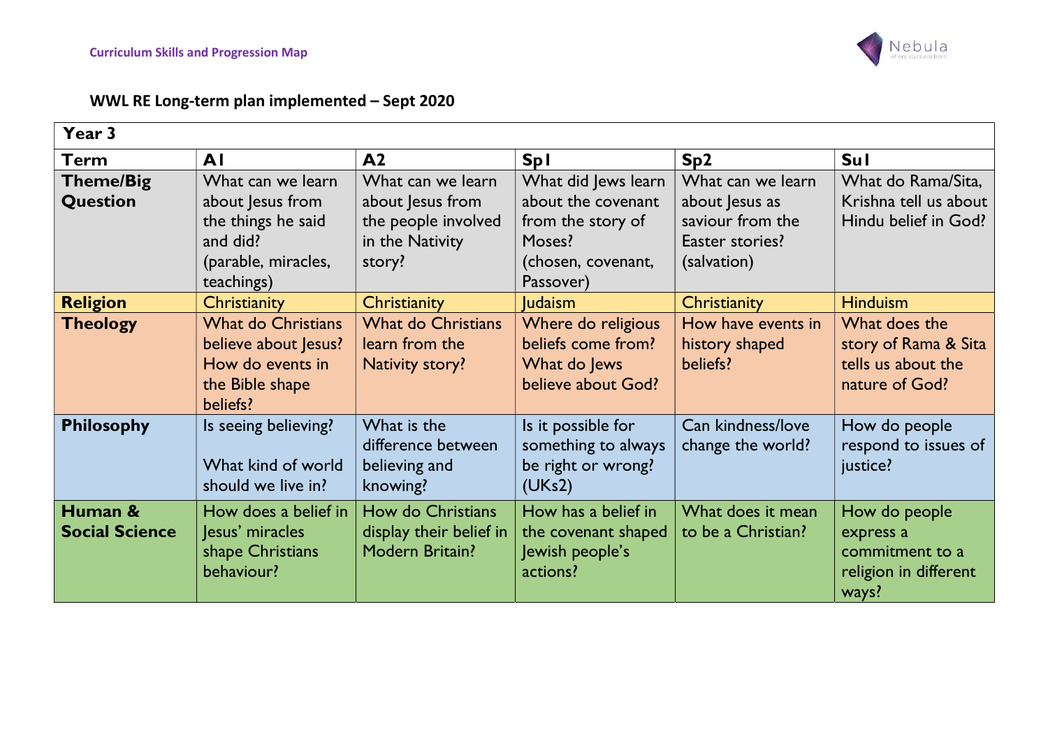## WWL RE Long-term plan implemented – Sept 2020

| Year 3 | | | | | |
|---|---|---|---|---|---|
| **Term** | **A1** | **A2** | **Sp1** | **Sp2** | **Su1** |
| **Theme/Big Question** | What can we learn about Jesus from the things he said and did? (parable, miracles, teachings) | What can we learn about Jesus from the people involved in the Nativity story? | What did Jews learn about the covenant from the story of Moses? (chosen, covenant, Passover) | What can we learn about Jesus as saviour from the Easter stories? (salvation) | What do Rama/Sita, Krishna tell us about Hindu belief in God? |
| **Religion** | Christianity | Christianity | Judaism | Christianity | Hinduism |
| **Theology** | What do Christians believe about Jesus? How do events in the Bible shape beliefs? | What do Christians learn from the Nativity story? | Where do religious beliefs come from? What do Jews believe about God? | How have events in history shaped beliefs? | What does the story of Rama & Sita tells us about the nature of God? |
| **Philosophy** | Is seeing believing? What kind of world should we live in? | What is the difference between believing and knowing? | Is it possible for something to always be right or wrong? (UKs2) | Can kindness/love change the world? | How do people respond to issues of justice? |
| **Human & Social Science** | How does a belief in Jesus' miracles shape Christians behaviour? | How do Christians display their belief in Modern Britain? | How has a belief in the covenant shaped Jewish people's actions? | What does it mean to be a Christian? | How do people express a commitment to a religion in different ways? |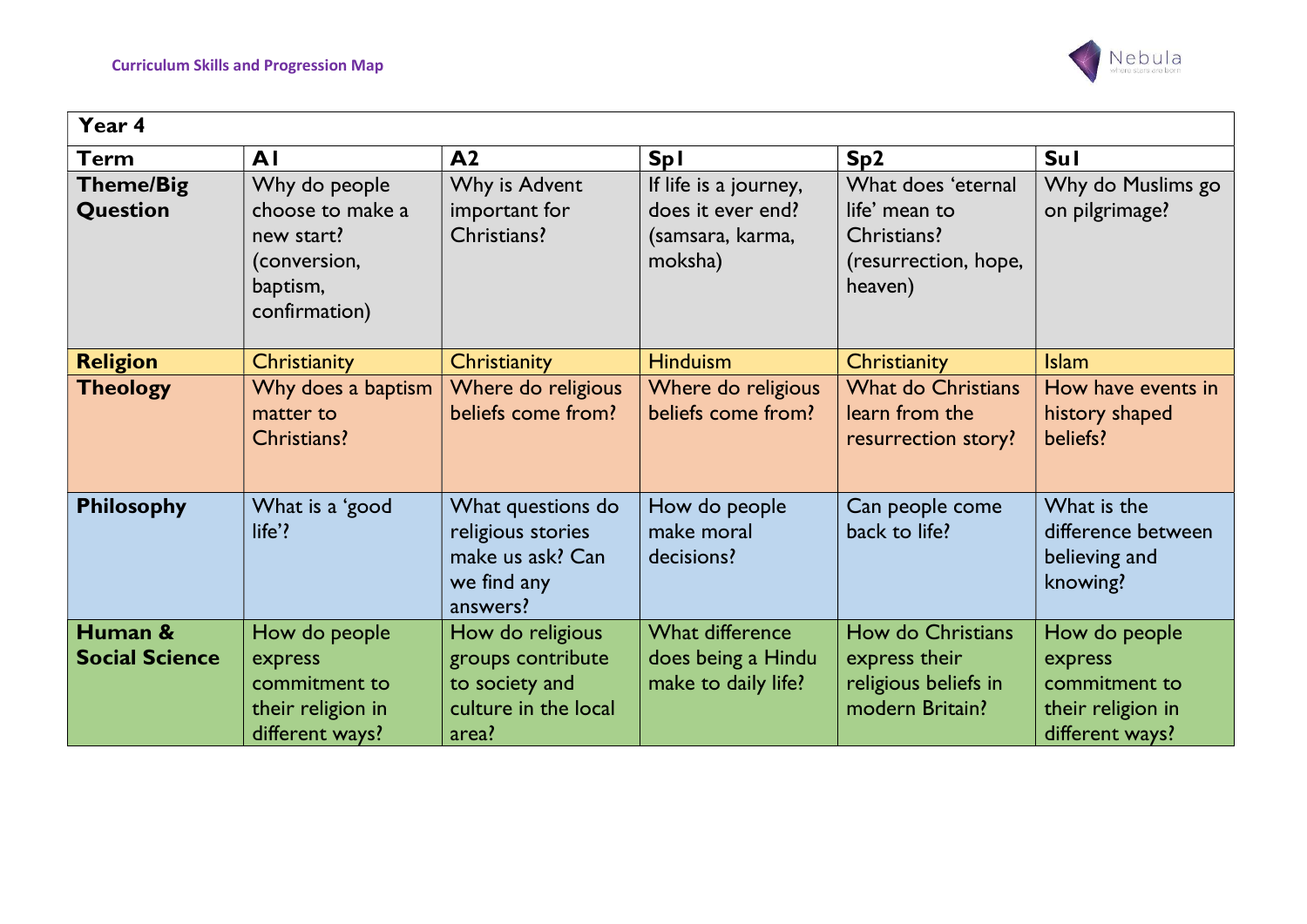| Year 4 | | | | | |
|---|---|---|---|---|---|
| **Term** | **A1** | **A2** | **Sp1** | **Sp2** | **Su1** |
| **Theme/Big Question** | Why do people choose to make a new start? (conversion, baptism, confirmation) | Why is Advent important for Christians? | If life is a journey, does it ever end? (samsara, karma, moksha) | What does 'eternal life' mean to Christians? (resurrection, hope, heaven) | Why do Muslims go on pilgrimage? |
| **Religion** | Christianity | Christianity | Hinduism | Christianity | Islam |
| **Theology** | Why does a baptism matter to Christians? | Where do religious beliefs come from? | Where do religious beliefs come from? | What do Christians learn from the resurrection story? | How have events in history shaped beliefs? |
| **Philosophy** | What is a 'good life'? | What questions do religious stories make us ask? Can we find any answers? | How do people make moral decisions? | Can people come back to life? | What is the difference between believing and knowing? |
| **Human & Social Science** | How do people express commitment to their religion in different ways? | How do religious groups contribute to society and culture in the local area? | What difference does being a Hindu make to daily life? | How do Christians express their religious beliefs in modern Britain? | How do people express commitment to their religion in different ways? |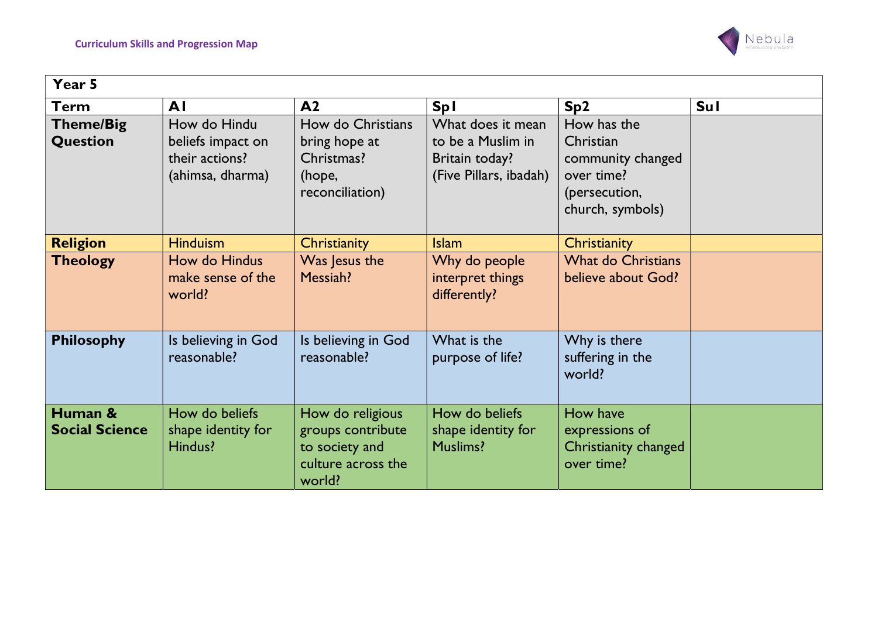| Year 5 | | | | | |
|---|---|---|---|---|---|
| **Term** | **A1** | **A2** | **Sp1** | **Sp2** | **Su1** |
| **Theme/Big Question** | How do Hindu beliefs impact on their actions? (ahimsa, dharma) | How do Christians bring hope at Christmas? (hope, reconciliation) | What does it mean to be a Muslim in Britain today? (Five Pillars, ibadah) | How has the Christian community changed over time? (persecution, church, symbols) | |
| **Religion** | Hinduism | Christianity | Islam | Christianity | |
| **Theology** | How do Hindus make sense of the world? | Was Jesus the Messiah? | Why do people interpret things differently? | What do Christians believe about God? | |
| **Philosophy** | Is believing in God reasonable? | Is believing in God reasonable? | What is the purpose of life? | Why is there suffering in the world? | |
| **Human & Social Science** | How do beliefs shape identity for Hindus? | How do religious groups contribute to society and culture across the world? | How do beliefs shape identity for Muslims? | How have expressions of Christianity changed over time? | |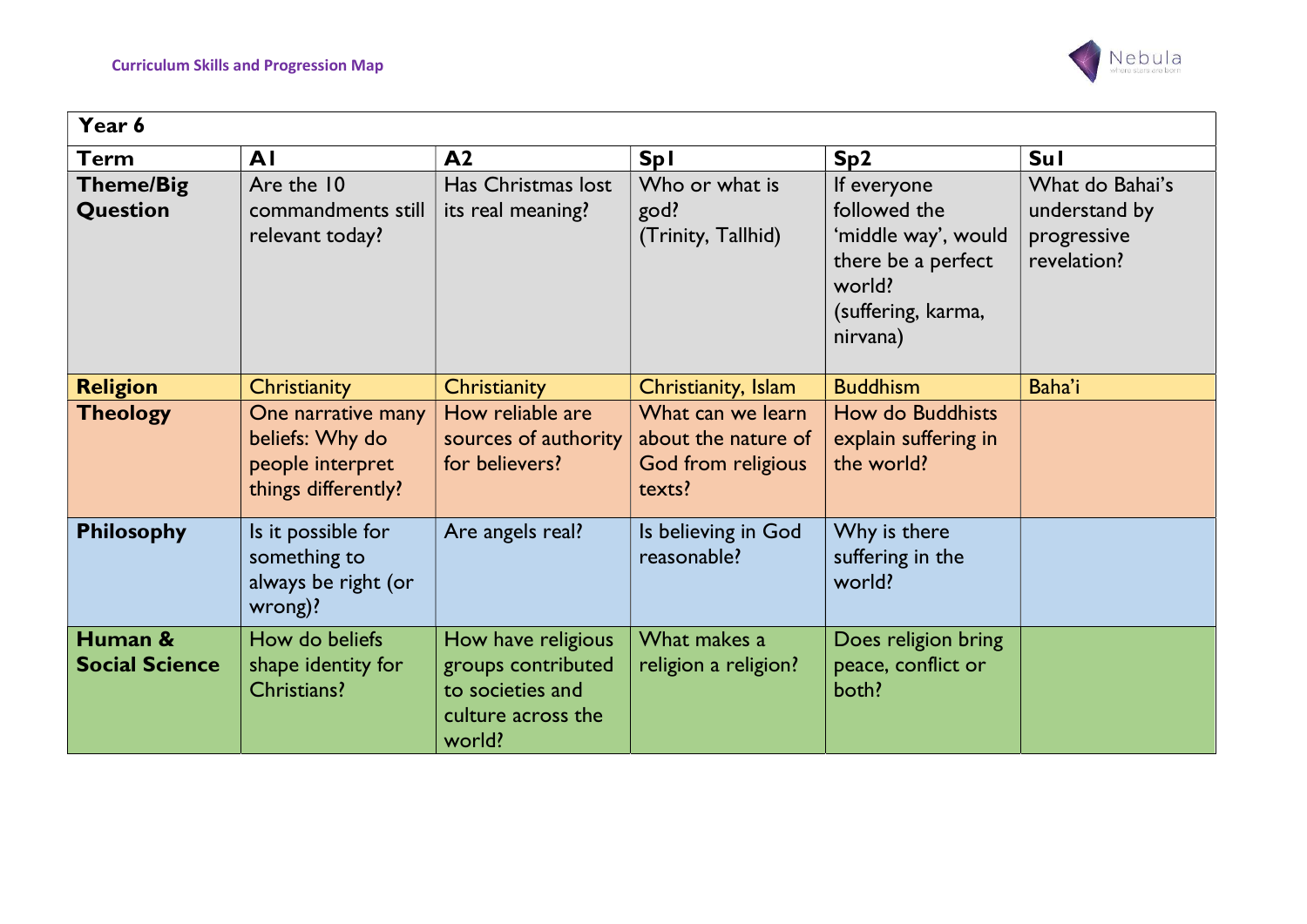**Curriculum Skills and Progression Map**

| Year 6 | | | | | |
|---|---|---|---|---|---|
| **Term** | **A1** | **A2** | **Sp1** | **Sp2** | **Su1** |
| **Theme/Big Question** | Are the 10 commandments still relevant today? | Has Christmas lost its real meaning? | Who or what is god? (Trinity, Tallhid) | If everyone followed the 'middle way', would there be a perfect world? (suffering, karma, nirvana) | What do Bahai's understand by progressive revelation? |
| **Religion** | Christianity | Christianity | Christianity, Islam | Buddhism | Baha'i |
| **Theology** | One narrative many beliefs: Why do people interpret things differently? | How reliable are sources of authority for believers? | What can we learn about the nature of God from religious texts? | How do Buddhists explain suffering in the world? | |
| **Philosophy** | Is it possible for something to always be right (or wrong)? | Are angels real? | Is believing in God reasonable? | Why is there suffering in the world? | |
| **Human & Social Science** | How do beliefs shape identity for Christians? | How have religious groups contributed to societies and culture across the world? | What makes a religion a religion? | Does religion bring peace, conflict or both? | |